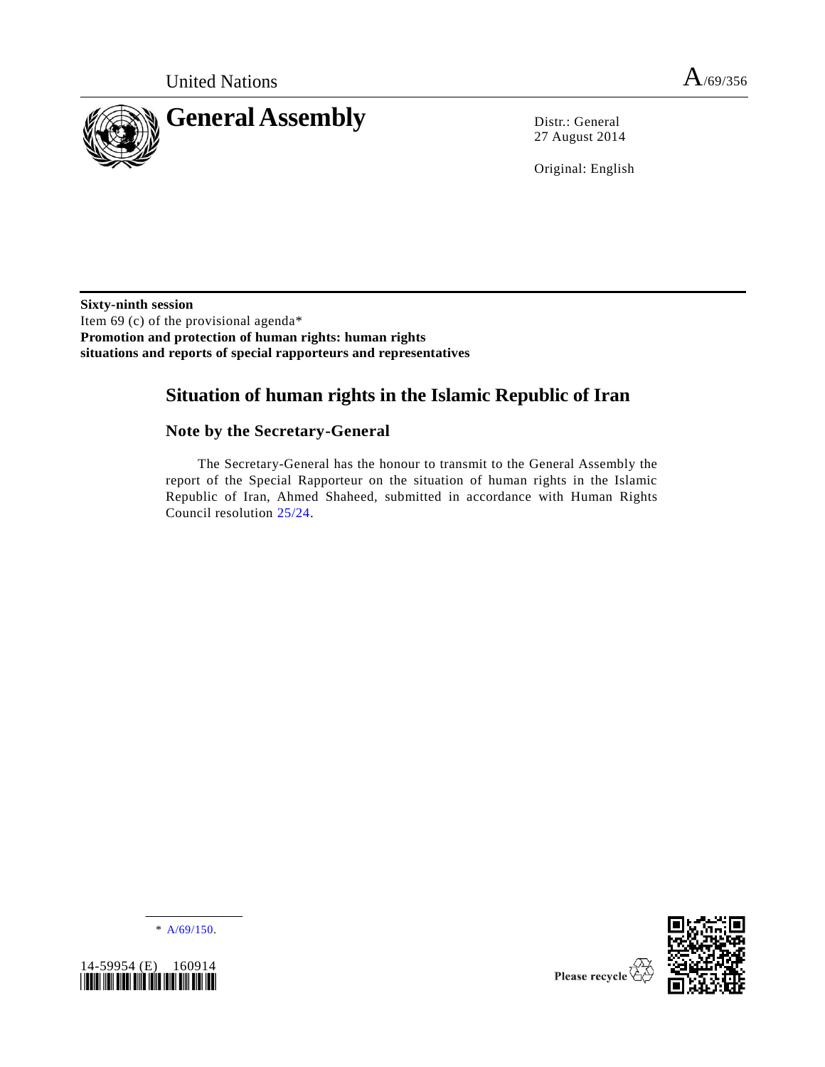United Nations A/69/356

# General Assembly

Distr.: General
27 August 2014

Original: English

**Sixty-ninth session**
Item 69 (c) of the provisional agenda*
**Promotion and protection of human rights: human rights situations and reports of special rapporteurs and representatives**

## Situation of human rights in the Islamic Republic of Iran

### Note by the Secretary-General

The Secretary-General has the honour to transmit to the General Assembly the report of the Special Rapporteur on the situation of human rights in the Islamic Republic of Iran, Ahmed Shaheed, submitted in accordance with Human Rights Council resolution 25/24.

---

\* A/69/150.

14-59954 (E) 160914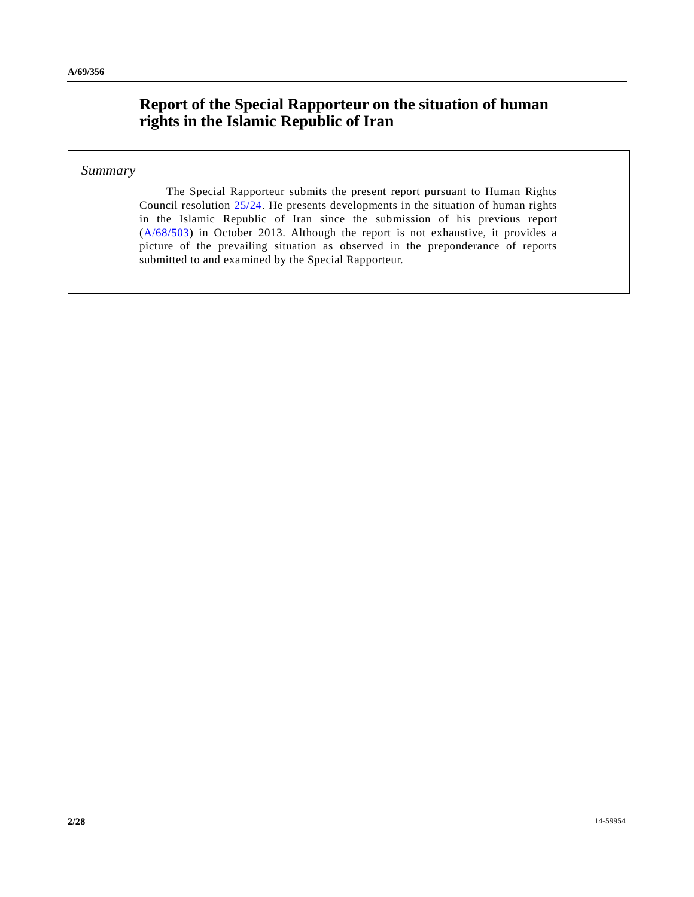# Report of the Special Rapporteur on the situation of human rights in the Islamic Republic of Iran

*Summary*

The Special Rapporteur submits the present report pursuant to Human Rights Council resolution 25/24. He presents developments in the situation of human rights in the Islamic Republic of Iran since the submission of his previous report (A/68/503) in October 2013. Although the report is not exhaustive, it provides a picture of the prevailing situation as observed in the preponderance of reports submitted to and examined by the Special Rapporteur.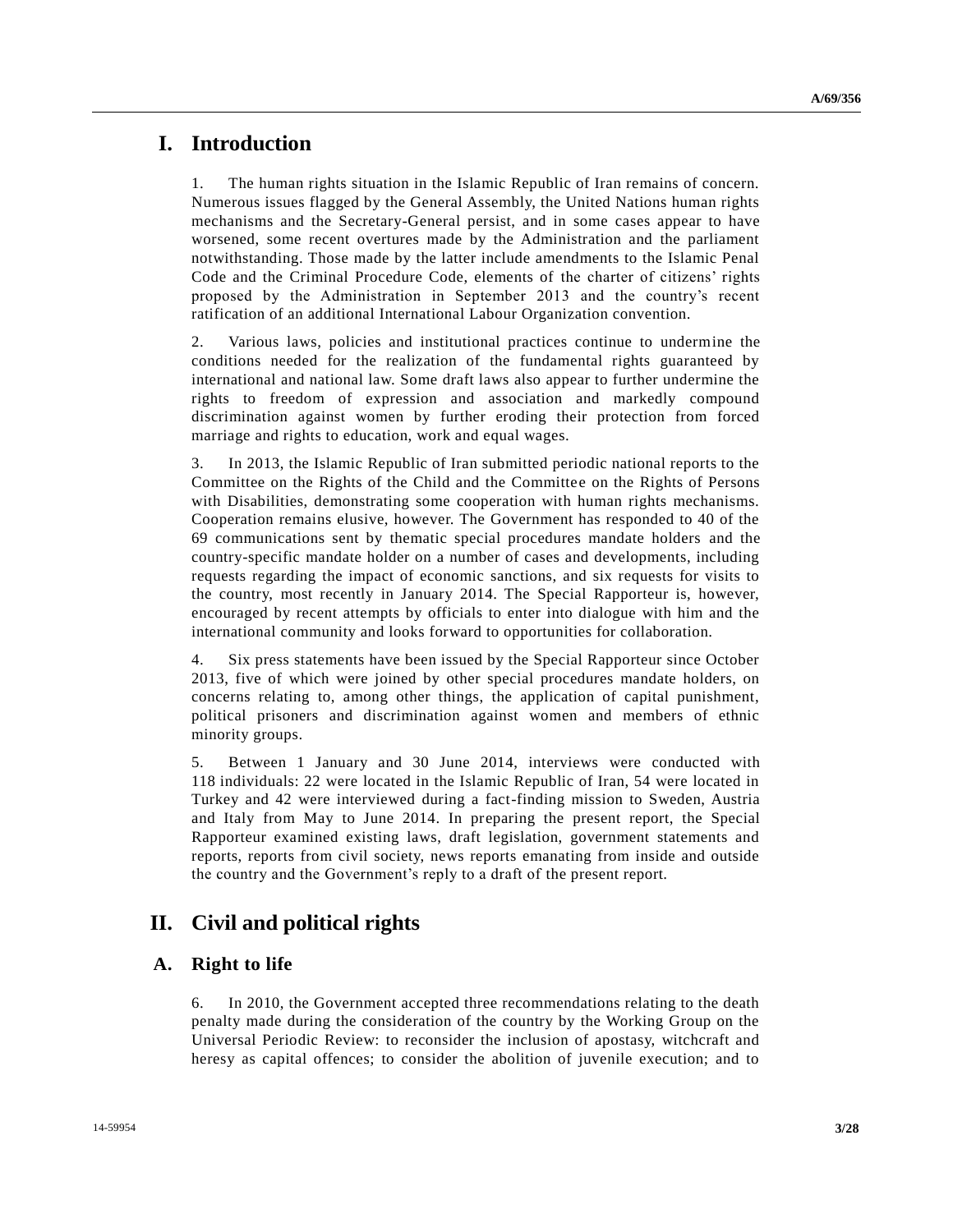# I. Introduction

1. The human rights situation in the Islamic Republic of Iran remains of concern. Numerous issues flagged by the General Assembly, the United Nations human rights mechanisms and the Secretary-General persist, and in some cases appear to have worsened, some recent overtures made by the Administration and the parliament notwithstanding. Those made by the latter include amendments to the Islamic Penal Code and the Criminal Procedure Code, elements of the charter of citizens' rights proposed by the Administration in September 2013 and the country's recent ratification of an additional International Labour Organization convention.

2. Various laws, policies and institutional practices continue to undermine the conditions needed for the realization of the fundamental rights guaranteed by international and national law. Some draft laws also appear to further undermine the rights to freedom of expression and association and markedly compound discrimination against women by further eroding their protection from forced marriage and rights to education, work and equal wages.

3. In 2013, the Islamic Republic of Iran submitted periodic national reports to the Committee on the Rights of the Child and the Committee on the Rights of Persons with Disabilities, demonstrating some cooperation with human rights mechanisms. Cooperation remains elusive, however. The Government has responded to 40 of the 69 communications sent by thematic special procedures mandate holders and the country-specific mandate holder on a number of cases and developments, including requests regarding the impact of economic sanctions, and six requests for visits to the country, most recently in January 2014. The Special Rapporteur is, however, encouraged by recent attempts by officials to enter into dialogue with him and the international community and looks forward to opportunities for collaboration.

4. Six press statements have been issued by the Special Rapporteur since October 2013, five of which were joined by other special procedures mandate holders, on concerns relating to, among other things, the application of capital punishment, political prisoners and discrimination against women and members of ethnic minority groups.

5. Between 1 January and 30 June 2014, interviews were conducted with 118 individuals: 22 were located in the Islamic Republic of Iran, 54 were located in Turkey and 42 were interviewed during a fact-finding mission to Sweden, Austria and Italy from May to June 2014. In preparing the present report, the Special Rapporteur examined existing laws, draft legislation, government statements and reports, reports from civil society, news reports emanating from inside and outside the country and the Government's reply to a draft of the present report.

# II. Civil and political rights

## A. Right to life

6. In 2010, the Government accepted three recommendations relating to the death penalty made during the consideration of the country by the Working Group on the Universal Periodic Review: to reconsider the inclusion of apostasy, witchcraft and heresy as capital offences; to consider the abolition of juvenile execution; and to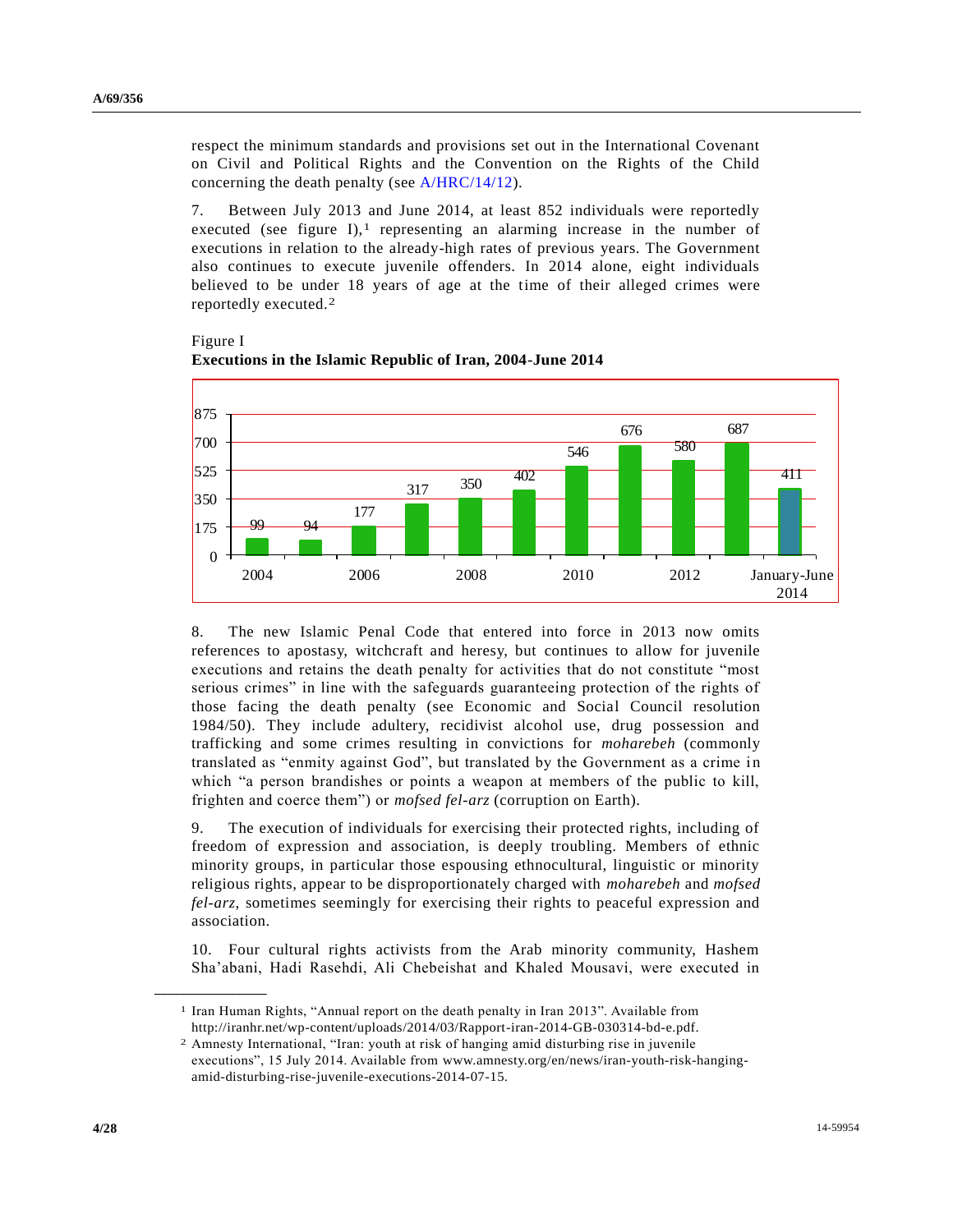respect the minimum standards and provisions set out in the International Covenant on Civil and Political Rights and the Convention on the Rights of the Child concerning the death penalty (see A/HRC/14/12).

7. Between July 2013 and June 2014, at least 852 individuals were reportedly executed (see figure I),[1] representing an alarming increase in the number of executions in relation to the already-high rates of previous years. The Government also continues to execute juvenile offenders. In 2014 alone, eight individuals believed to be under 18 years of age at the time of their alleged crimes were reportedly executed.[2]

Figure I
**Executions in the Islamic Republic of Iran, 2004-June 2014**

| Year | Executions |
| --- | --- |
| 2004 | 99 |
| 2005 | 94 |
| 2006 | 177 |
| 2007 | 317 |
| 2008 | 350 |
| 2009 | 402 |
| 2010 | 546 |
| 2011 | 676 |
| 2012 | 580 |
| 2013 | 687 |
| January-June 2014 | 411 |

8. The new Islamic Penal Code that entered into force in 2013 now omits references to apostasy, witchcraft and heresy, but continues to allow for juvenile executions and retains the death penalty for activities that do not constitute "most serious crimes" in line with the safeguards guaranteeing protection of the rights of those facing the death penalty (see Economic and Social Council resolution 1984/50). They include adultery, recidivist alcohol use, drug possession and trafficking and some crimes resulting in convictions for *moharebeh* (commonly translated as "enmity against God", but translated by the Government as a crime in which "a person brandishes or points a weapon at members of the public to kill, frighten and coerce them") or *mofsed fel-arz* (corruption on Earth).

9. The execution of individuals for exercising their protected rights, including of freedom of expression and association, is deeply troubling. Members of ethnic minority groups, in particular those espousing ethnocultural, linguistic or minority religious rights, appear to be disproportionately charged with *moharebeh* and *mofsed fel-arz*, sometimes seemingly for exercising their rights to peaceful expression and association.

10. Four cultural rights activists from the Arab minority community, Hashem Sha'abani, Hadi Rasehdi, Ali Chebeishat and Khaled Mousavi, were executed in

---

[1] Iran Human Rights, "Annual report on the death penalty in Iran 2013". Available from http://iranhr.net/wp-content/uploads/2014/03/Rapport-iran-2014-GB-030314-bd-e.pdf.

[2] Amnesty International, "Iran: youth at risk of hanging amid disturbing rise in juvenile executions", 15 July 2014. Available from www.amnesty.org/en/news/iran-youth-risk-hanging-amid-disturbing-rise-juvenile-executions-2014-07-15.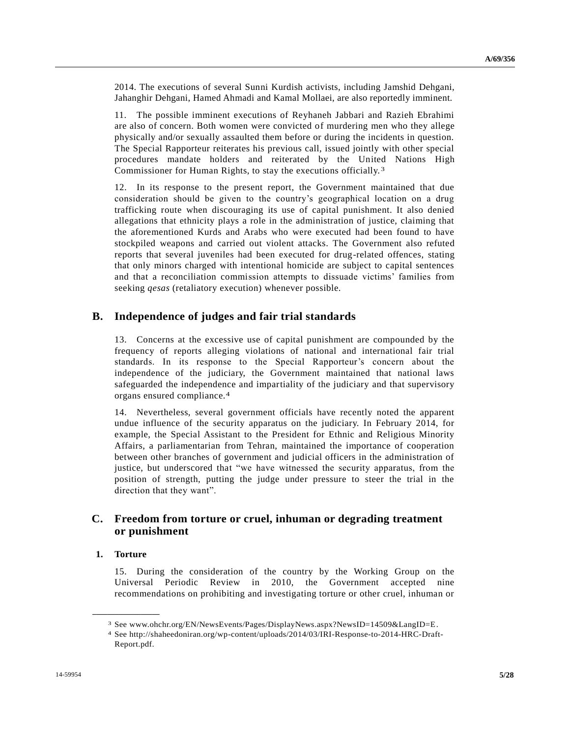2014. The executions of several Sunni Kurdish activists, including Jamshid Dehgani, Jahanghir Dehgani, Hamed Ahmadi and Kamal Mollaei, are also reportedly imminent.

11. The possible imminent executions of Reyhaneh Jabbari and Razieh Ebrahimi are also of concern. Both women were convicted of murdering men who they allege physically and/or sexually assaulted them before or during the incidents in question. The Special Rapporteur reiterates his previous call, issued jointly with other special procedures mandate holders and reiterated by the United Nations High Commissioner for Human Rights, to stay the executions officially.[3]

12. In its response to the present report, the Government maintained that due consideration should be given to the country's geographical location on a drug trafficking route when discouraging its use of capital punishment. It also denied allegations that ethnicity plays a role in the administration of justice, claiming that the aforementioned Kurds and Arabs who were executed had been found to have stockpiled weapons and carried out violent attacks. The Government also refuted reports that several juveniles had been executed for drug-related offences, stating that only minors charged with intentional homicide are subject to capital sentences and that a reconciliation commission attempts to dissuade victims' families from seeking *qesas* (retaliatory execution) whenever possible.

## B. Independence of judges and fair trial standards

13. Concerns at the excessive use of capital punishment are compounded by the frequency of reports alleging violations of national and international fair trial standards. In its response to the Special Rapporteur's concern about the independence of the judiciary, the Government maintained that national laws safeguarded the independence and impartiality of the judiciary and that supervisory organs ensured compliance.[4]

14. Nevertheless, several government officials have recently noted the apparent undue influence of the security apparatus on the judiciary. In February 2014, for example, the Special Assistant to the President for Ethnic and Religious Minority Affairs, a parliamentarian from Tehran, maintained the importance of cooperation between other branches of government and judicial officers in the administration of justice, but underscored that "we have witnessed the security apparatus, from the position of strength, putting the judge under pressure to steer the trial in the direction that they want".

## C. Freedom from torture or cruel, inhuman or degrading treatment or punishment

### 1. Torture

15. During the consideration of the country by the Working Group on the Universal Periodic Review in 2010, the Government accepted nine recommendations on prohibiting and investigating torture or other cruel, inhuman or

---

[3] See www.ohchr.org/EN/NewsEvents/Pages/DisplayNews.aspx?NewsID=14509&LangID=E.

[4] See http://shaheedoniran.org/wp-content/uploads/2014/03/IRI-Response-to-2014-HRC-Draft-Report.pdf.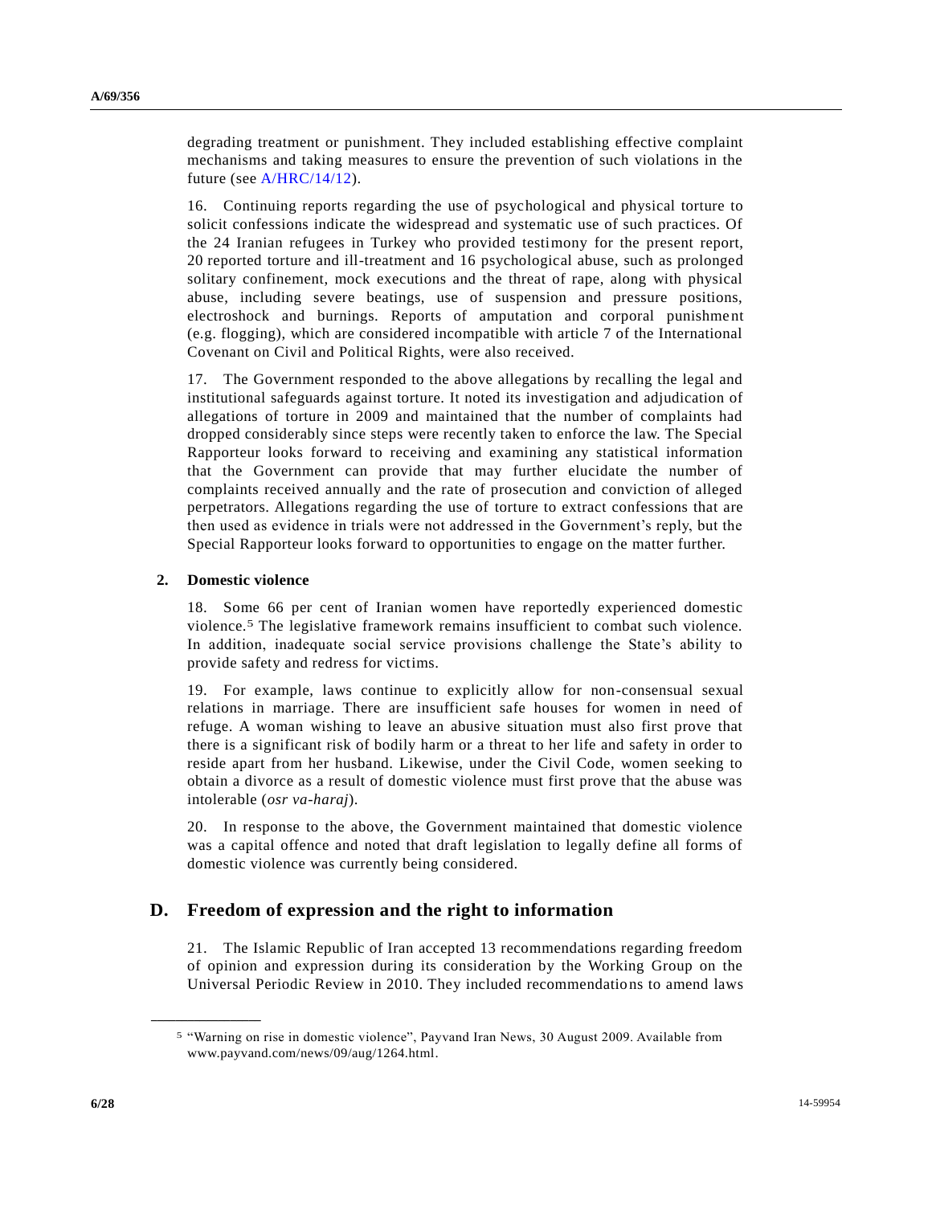degrading treatment or punishment. They included establishing effective complaint mechanisms and taking measures to ensure the prevention of such violations in the future (see A/HRC/14/12).

16. Continuing reports regarding the use of psychological and physical torture to solicit confessions indicate the widespread and systematic use of such practices. Of the 24 Iranian refugees in Turkey who provided testimony for the present report, 20 reported torture and ill-treatment and 16 psychological abuse, such as prolonged solitary confinement, mock executions and the threat of rape, along with physical abuse, including severe beatings, use of suspension and pressure positions, electroshock and burnings. Reports of amputation and corporal punishment (e.g. flogging), which are considered incompatible with article 7 of the International Covenant on Civil and Political Rights, were also received.

17. The Government responded to the above allegations by recalling the legal and institutional safeguards against torture. It noted its investigation and adjudication of allegations of torture in 2009 and maintained that the number of complaints had dropped considerably since steps were recently taken to enforce the law. The Special Rapporteur looks forward to receiving and examining any statistical information that the Government can provide that may further elucidate the number of complaints received annually and the rate of prosecution and conviction of alleged perpetrators. Allegations regarding the use of torture to extract confessions that are then used as evidence in trials were not addressed in the Government's reply, but the Special Rapporteur looks forward to opportunities to engage on the matter further.

### 2. Domestic violence

18. Some 66 per cent of Iranian women have reportedly experienced domestic violence.[5] The legislative framework remains insufficient to combat such violence. In addition, inadequate social service provisions challenge the State's ability to provide safety and redress for victims.

19. For example, laws continue to explicitly allow for non-consensual sexual relations in marriage. There are insufficient safe houses for women in need of refuge. A woman wishing to leave an abusive situation must also first prove that there is a significant risk of bodily harm or a threat to her life and safety in order to reside apart from her husband. Likewise, under the Civil Code, women seeking to obtain a divorce as a result of domestic violence must first prove that the abuse was intolerable (*osr va-haraj*).

20. In response to the above, the Government maintained that domestic violence was a capital offence and noted that draft legislation to legally define all forms of domestic violence was currently being considered.

## D. Freedom of expression and the right to information

21. The Islamic Republic of Iran accepted 13 recommendations regarding freedom of opinion and expression during its consideration by the Working Group on the Universal Periodic Review in 2010. They included recommendations to amend laws

---

[5] "Warning on rise in domestic violence", Payvand Iran News, 30 August 2009. Available from www.payvand.com/news/09/aug/1264.html.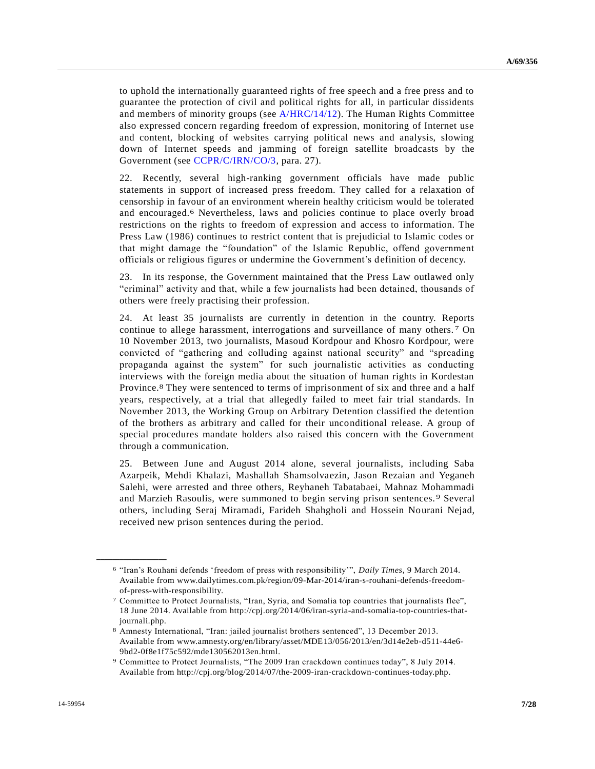to uphold the internationally guaranteed rights of free speech and a free press and to guarantee the protection of civil and political rights for all, in particular dissidents and members of minority groups (see A/HRC/14/12). The Human Rights Committee also expressed concern regarding freedom of expression, monitoring of Internet use and content, blocking of websites carrying political news and analysis, slowing down of Internet speeds and jamming of foreign satellite broadcasts by the Government (see CCPR/C/IRN/CO/3, para. 27).

22. Recently, several high-ranking government officials have made public statements in support of increased press freedom. They called for a relaxation of censorship in favour of an environment wherein healthy criticism would be tolerated and encouraged.[6] Nevertheless, laws and policies continue to place overly broad restrictions on the rights to freedom of expression and access to information. The Press Law (1986) continues to restrict content that is prejudicial to Islamic codes or that might damage the "foundation" of the Islamic Republic, offend government officials or religious figures or undermine the Government's definition of decency.

23. In its response, the Government maintained that the Press Law outlawed only "criminal" activity and that, while a few journalists had been detained, thousands of others were freely practising their profession.

24. At least 35 journalists are currently in detention in the country. Reports continue to allege harassment, interrogations and surveillance of many others.[7] On 10 November 2013, two journalists, Masoud Kordpour and Khosro Kordpour, were convicted of "gathering and colluding against national security" and "spreading propaganda against the system" for such journalistic activities as conducting interviews with the foreign media about the situation of human rights in Kordestan Province.[8] They were sentenced to terms of imprisonment of six and three and a half years, respectively, at a trial that allegedly failed to meet fair trial standards. In November 2013, the Working Group on Arbitrary Detention classified the detention of the brothers as arbitrary and called for their unconditional release. A group of special procedures mandate holders also raised this concern with the Government through a communication.

25. Between June and August 2014 alone, several journalists, including Saba Azarpeik, Mehdi Khalazi, Mashallah Shamsolvaezin, Jason Rezaian and Yeganeh Salehi, were arrested and three others, Reyhaneh Tabatabaei, Mahnaz Mohammadi and Marzieh Rasoulis, were summoned to begin serving prison sentences.[9] Several others, including Seraj Miramadi, Farideh Shahgholi and Hossein Nourani Nejad, received new prison sentences during the period.

---

[6] "Iran's Rouhani defends 'freedom of press with responsibility'", *Daily Times*, 9 March 2014. Available from www.dailytimes.com.pk/region/09-Mar-2014/iran-s-rouhani-defends-freedom-of-press-with-responsibility.

[7] Committee to Protect Journalists, "Iran, Syria, and Somalia top countries that journalists flee", 18 June 2014. Available from http://cpj.org/2014/06/iran-syria-and-somalia-top-countries-that-journali.php.

[8] Amnesty International, "Iran: jailed journalist brothers sentenced", 13 December 2013. Available from www.amnesty.org/en/library/asset/MDE13/056/2013/en/3d14e2eb-d511-44e6-9bd2-0f8e1f75c592/mde130562013en.html.

[9] Committee to Protect Journalists, "The 2009 Iran crackdown continues today", 8 July 2014. Available from http://cpj.org/blog/2014/07/the-2009-iran-crackdown-continues-today.php.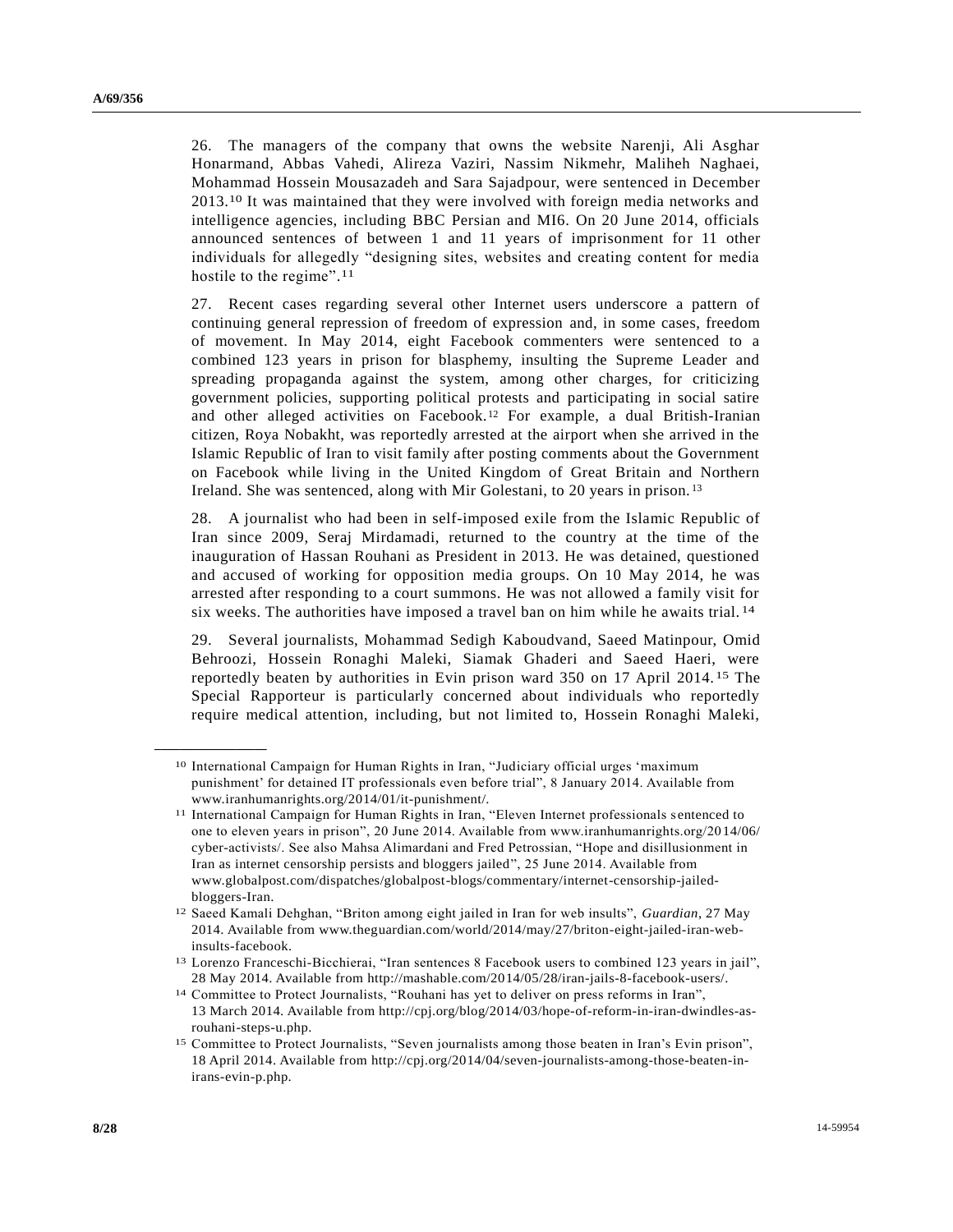26. The managers of the company that owns the website Narenji, Ali Asghar Honarmand, Abbas Vahedi, Alireza Vaziri, Nassim Nikmehr, Maliheh Naghaei, Mohammad Hossein Mousazadeh and Sara Sajadpour, were sentenced in December 2013.[10] It was maintained that they were involved with foreign media networks and intelligence agencies, including BBC Persian and MI6. On 20 June 2014, officials announced sentences of between 1 and 11 years of imprisonment for 11 other individuals for allegedly "designing sites, websites and creating content for media hostile to the regime".[11]

27. Recent cases regarding several other Internet users underscore a pattern of continuing general repression of freedom of expression and, in some cases, freedom of movement. In May 2014, eight Facebook commenters were sentenced to a combined 123 years in prison for blasphemy, insulting the Supreme Leader and spreading propaganda against the system, among other charges, for criticizing government policies, supporting political protests and participating in social satire and other alleged activities on Facebook.[12] For example, a dual British-Iranian citizen, Roya Nobakht, was reportedly arrested at the airport when she arrived in the Islamic Republic of Iran to visit family after posting comments about the Government on Facebook while living in the United Kingdom of Great Britain and Northern Ireland. She was sentenced, along with Mir Golestani, to 20 years in prison.[13]

28. A journalist who had been in self-imposed exile from the Islamic Republic of Iran since 2009, Seraj Mirdamadi, returned to the country at the time of the inauguration of Hassan Rouhani as President in 2013. He was detained, questioned and accused of working for opposition media groups. On 10 May 2014, he was arrested after responding to a court summons. He was not allowed a family visit for six weeks. The authorities have imposed a travel ban on him while he awaits trial.[14]

29. Several journalists, Mohammad Sedigh Kaboudvand, Saeed Matinpour, Omid Behroozi, Hossein Ronaghi Maleki, Siamak Ghaderi and Saeed Haeri, were reportedly beaten by authorities in Evin prison ward 350 on 17 April 2014.[15] The Special Rapporteur is particularly concerned about individuals who reportedly require medical attention, including, but not limited to, Hossein Ronaghi Maleki,

---

[10] International Campaign for Human Rights in Iran, "Judiciary official urges 'maximum punishment' for detained IT professionals even before trial", 8 January 2014. Available from www.iranhumanrights.org/2014/01/it-punishment/.

[11] International Campaign for Human Rights in Iran, "Eleven Internet professionals sentenced to one to eleven years in prison", 20 June 2014. Available from www.iranhumanrights.org/2014/06/cyber-activists/. See also Mahsa Alimardani and Fred Petrossian, "Hope and disillusionment in Iran as internet censorship persists and bloggers jailed", 25 June 2014. Available from www.globalpost.com/dispatches/globalpost-blogs/commentary/internet-censorship-jailed-bloggers-Iran.

[12] Saeed Kamali Dehghan, "Briton among eight jailed in Iran for web insults", *Guardian*, 27 May 2014. Available from www.theguardian.com/world/2014/may/27/briton-eight-jailed-iran-web-insults-facebook.

[13] Lorenzo Franceschi-Bicchierai, "Iran sentences 8 Facebook users to combined 123 years in jail", 28 May 2014. Available from http://mashable.com/2014/05/28/iran-jails-8-facebook-users/.

[14] Committee to Protect Journalists, "Rouhani has yet to deliver on press reforms in Iran", 13 March 2014. Available from http://cpj.org/blog/2014/03/hope-of-reform-in-iran-dwindles-as-rouhani-steps-u.php.

[15] Committee to Protect Journalists, "Seven journalists among those beaten in Iran's Evin prison", 18 April 2014. Available from http://cpj.org/2014/04/seven-journalists-among-those-beaten-in-irans-evin-p.php.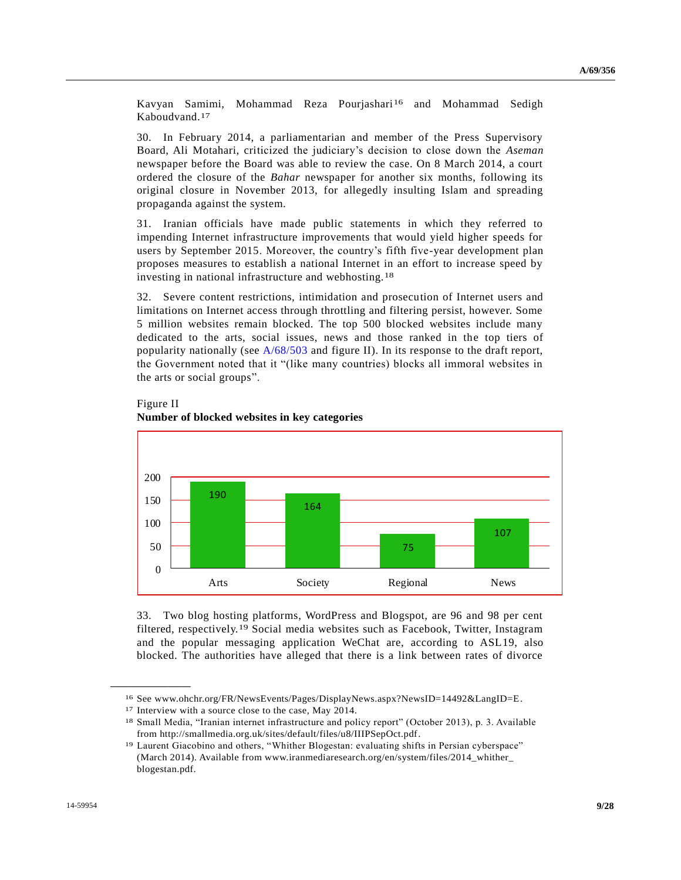Kavyan Samimi, Mohammad Reza Pourjashari[16] and Mohammad Sedigh Kaboudvand.[17]

30. In February 2014, a parliamentarian and member of the Press Supervisory Board, Ali Motahari, criticized the judiciary's decision to close down the *Aseman* newspaper before the Board was able to review the case. On 8 March 2014, a court ordered the closure of the *Bahar* newspaper for another six months, following its original closure in November 2013, for allegedly insulting Islam and spreading propaganda against the system.

31. Iranian officials have made public statements in which they referred to impending Internet infrastructure improvements that would yield higher speeds for users by September 2015. Moreover, the country's fifth five-year development plan proposes measures to establish a national Internet in an effort to increase speed by investing in national infrastructure and webhosting.[18]

32. Severe content restrictions, intimidation and prosecution of Internet users and limitations on Internet access through throttling and filtering persist, however. Some 5 million websites remain blocked. The top 500 blocked websites include many dedicated to the arts, social issues, news and those ranked in the top tiers of popularity nationally (see A/68/503 and figure II). In its response to the draft report, the Government noted that it "(like many countries) blocks all immoral websites in the arts or social groups".

Figure II
**Number of blocked websites in key categories**

| Category | Number |
| --- | --- |
| Arts | 190 |
| Society | 164 |
| Regional | 75 |
| News | 107 |

33. Two blog hosting platforms, WordPress and Blogspot, are 96 and 98 per cent filtered, respectively.[19] Social media websites such as Facebook, Twitter, Instagram and the popular messaging application WeChat are, according to ASL19, also blocked. The authorities have alleged that there is a link between rates of divorce

---

[16] See www.ohchr.org/FR/NewsEvents/Pages/DisplayNews.aspx?NewsID=14492&LangID=E.

[17] Interview with a source close to the case, May 2014.

[18] Small Media, "Iranian internet infrastructure and policy report" (October 2013), p. 3. Available from http://smallmedia.org.uk/sites/default/files/u8/IIIPSepOct.pdf.

[19] Laurent Giacobino and others, "Whither Blogestan: evaluating shifts in Persian cyberspace" (March 2014). Available from www.iranmediaresearch.org/en/system/files/2014_whither_blogestan.pdf.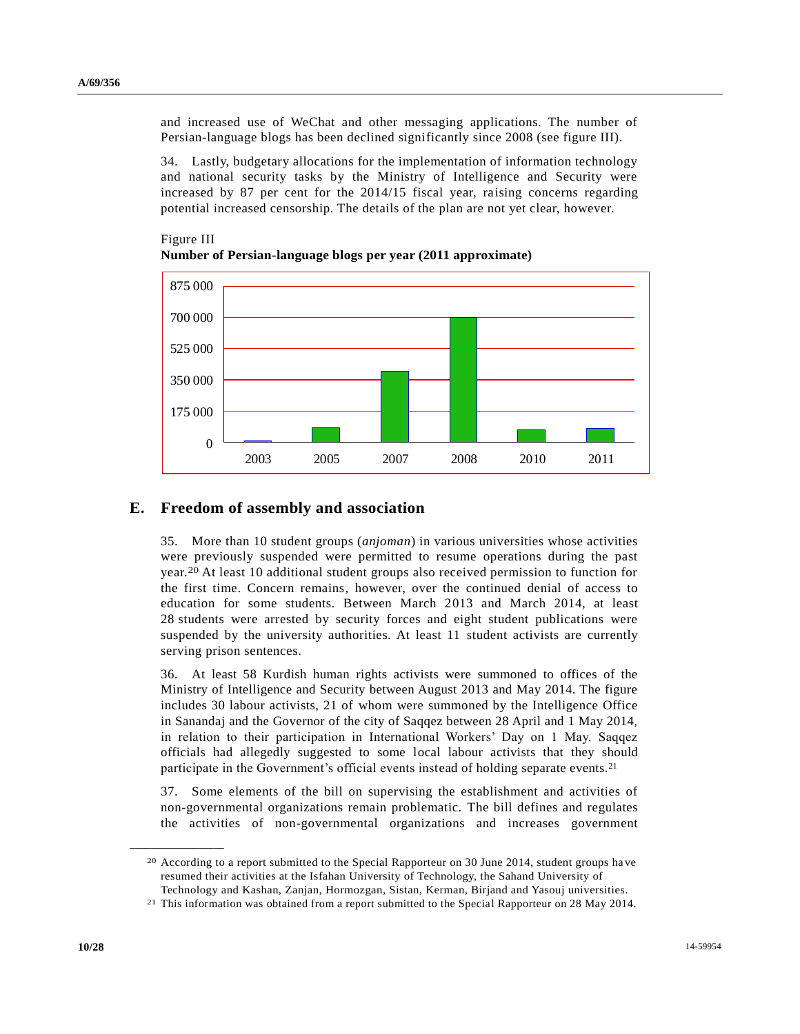and increased use of WeChat and other messaging applications. The number of Persian-language blogs has been declined significantly since 2008 (see figure III).

34. Lastly, budgetary allocations for the implementation of information technology and national security tasks by the Ministry of Intelligence and Security were increased by 87 per cent for the 2014/15 fiscal year, raising concerns regarding potential increased censorship. The details of the plan are not yet clear, however.

Figure III
**Number of Persian-language blogs per year (2011 approximate)**

## E. Freedom of assembly and association

35. More than 10 student groups (*anjoman*) in various universities whose activities were previously suspended were permitted to resume operations during the past year.[20] At least 10 additional student groups also received permission to function for the first time. Concern remains, however, over the continued denial of access to education for some students. Between March 2013 and March 2014, at least 28 students were arrested by security forces and eight student publications were suspended by the university authorities. At least 11 student activists are currently serving prison sentences.

36. At least 58 Kurdish human rights activists were summoned to offices of the Ministry of Intelligence and Security between August 2013 and May 2014. The figure includes 30 labour activists, 21 of whom were summoned by the Intelligence Office in Sanandaj and the Governor of the city of Saqqez between 28 April and 1 May 2014, in relation to their participation in International Workers' Day on 1 May. Saqqez officials had allegedly suggested to some local labour activists that they should participate in the Government's official events instead of holding separate events.[21]

37. Some elements of the bill on supervising the establishment and activities of non-governmental organizations remain problematic. The bill defines and regulates the activities of non-governmental organizations and increases government

[20] According to a report submitted to the Special Rapporteur on 30 June 2014, student groups have resumed their activities at the Isfahan University of Technology, the Sahand University of Technology and Kashan, Zanjan, Hormozgan, Sistan, Kerman, Birjand and Yasouj universities.

[21] This information was obtained from a report submitted to the Special Rapporteur on 28 May 2014.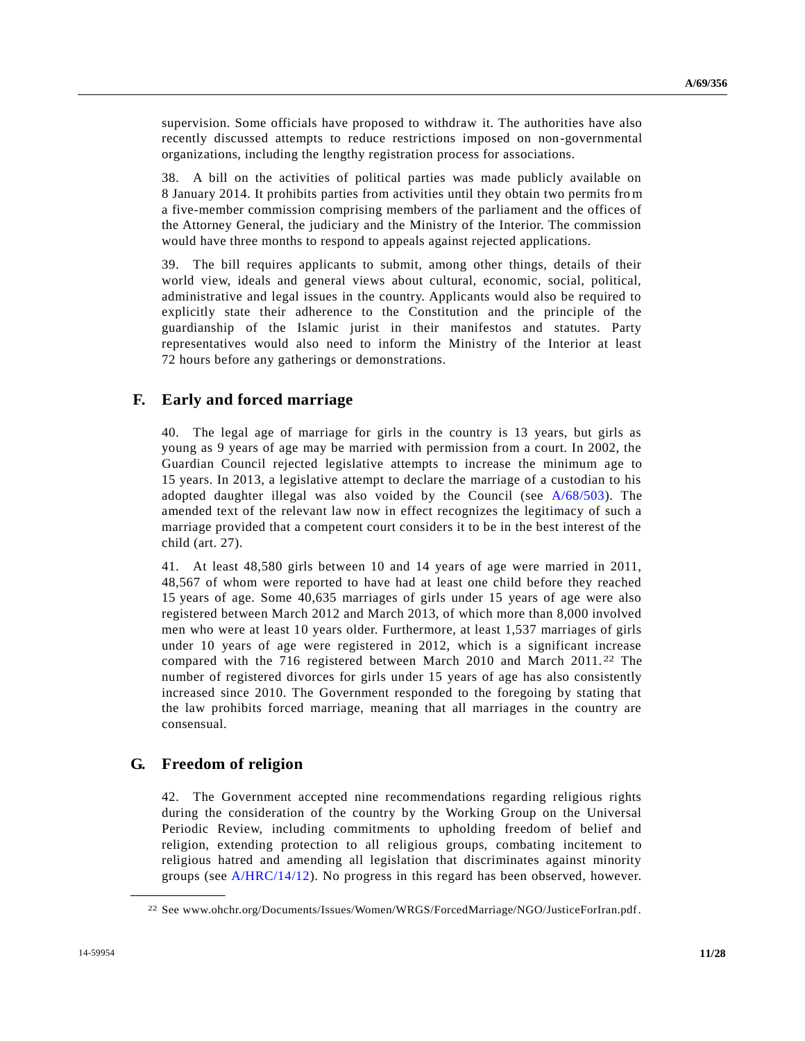supervision. Some officials have proposed to withdraw it. The authorities have also recently discussed attempts to reduce restrictions imposed on non-governmental organizations, including the lengthy registration process for associations.

38. A bill on the activities of political parties was made publicly available on 8 January 2014. It prohibits parties from activities until they obtain two permits from a five-member commission comprising members of the parliament and the offices of the Attorney General, the judiciary and the Ministry of the Interior. The commission would have three months to respond to appeals against rejected applications.

39. The bill requires applicants to submit, among other things, details of their world view, ideals and general views about cultural, economic, social, political, administrative and legal issues in the country. Applicants would also be required to explicitly state their adherence to the Constitution and the principle of the guardianship of the Islamic jurist in their manifestos and statutes. Party representatives would also need to inform the Ministry of the Interior at least 72 hours before any gatherings or demonstrations.

## F. Early and forced marriage

40. The legal age of marriage for girls in the country is 13 years, but girls as young as 9 years of age may be married with permission from a court. In 2002, the Guardian Council rejected legislative attempts to increase the minimum age to 15 years. In 2013, a legislative attempt to declare the marriage of a custodian to his adopted daughter illegal was also voided by the Council (see A/68/503). The amended text of the relevant law now in effect recognizes the legitimacy of such a marriage provided that a competent court considers it to be in the best interest of the child (art. 27).

41. At least 48,580 girls between 10 and 14 years of age were married in 2011, 48,567 of whom were reported to have had at least one child before they reached 15 years of age. Some 40,635 marriages of girls under 15 years of age were also registered between March 2012 and March 2013, of which more than 8,000 involved men who were at least 10 years older. Furthermore, at least 1,537 marriages of girls under 10 years of age were registered in 2012, which is a significant increase compared with the 716 registered between March 2010 and March 2011.[22] The number of registered divorces for girls under 15 years of age has also consistently increased since 2010. The Government responded to the foregoing by stating that the law prohibits forced marriage, meaning that all marriages in the country are consensual.

## G. Freedom of religion

42. The Government accepted nine recommendations regarding religious rights during the consideration of the country by the Working Group on the Universal Periodic Review, including commitments to upholding freedom of belief and religion, extending protection to all religious groups, combating incitement to religious hatred and amending all legislation that discriminates against minority groups (see A/HRC/14/12). No progress in this regard has been observed, however.

---

[22] See www.ohchr.org/Documents/Issues/Women/WRGS/ForcedMarriage/NGO/JusticeForIran.pdf.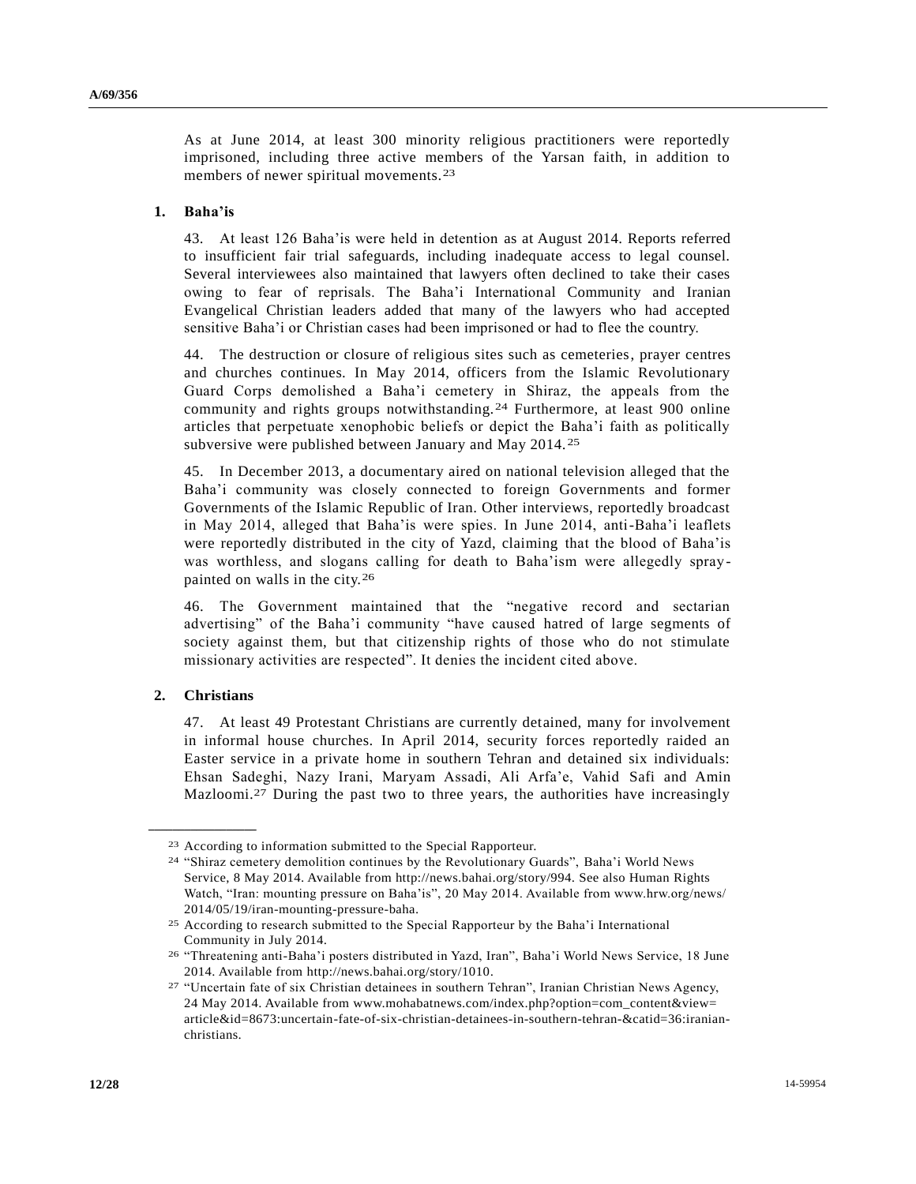As at June 2014, at least 300 minority religious practitioners were reportedly imprisoned, including three active members of the Yarsan faith, in addition to members of newer spiritual movements.[23]

### 1. Baha'is

43. At least 126 Baha'is were held in detention as at August 2014. Reports referred to insufficient fair trial safeguards, including inadequate access to legal counsel. Several interviewees also maintained that lawyers often declined to take their cases owing to fear of reprisals. The Baha'i International Community and Iranian Evangelical Christian leaders added that many of the lawyers who had accepted sensitive Baha'i or Christian cases had been imprisoned or had to flee the country.

44. The destruction or closure of religious sites such as cemeteries, prayer centres and churches continues. In May 2014, officers from the Islamic Revolutionary Guard Corps demolished a Baha'i cemetery in Shiraz, the appeals from the community and rights groups notwithstanding.[24] Furthermore, at least 900 online articles that perpetuate xenophobic beliefs or depict the Baha'i faith as politically subversive were published between January and May 2014.[25]

45. In December 2013, a documentary aired on national television alleged that the Baha'i community was closely connected to foreign Governments and former Governments of the Islamic Republic of Iran. Other interviews, reportedly broadcast in May 2014, alleged that Baha'is were spies. In June 2014, anti-Baha'i leaflets were reportedly distributed in the city of Yazd, claiming that the blood of Baha'is was worthless, and slogans calling for death to Baha'ism were allegedly spray-painted on walls in the city.[26]

46. The Government maintained that the "negative record and sectarian advertising" of the Baha'i community "have caused hatred of large segments of society against them, but that citizenship rights of those who do not stimulate missionary activities are respected". It denies the incident cited above.

### 2. Christians

47. At least 49 Protestant Christians are currently detained, many for involvement in informal house churches. In April 2014, security forces reportedly raided an Easter service in a private home in southern Tehran and detained six individuals: Ehsan Sadeghi, Nazy Irani, Maryam Assadi, Ali Arfa'e, Vahid Safi and Amin Mazloomi.[27] During the past two to three years, the authorities have increasingly

---

[23] According to information submitted to the Special Rapporteur.

[24] "Shiraz cemetery demolition continues by the Revolutionary Guards", Baha'i World News Service, 8 May 2014. Available from http://news.bahai.org/story/994. See also Human Rights Watch, "Iran: mounting pressure on Baha'is", 20 May 2014. Available from www.hrw.org/news/2014/05/19/iran-mounting-pressure-baha.

[25] According to research submitted to the Special Rapporteur by the Baha'i International Community in July 2014.

[26] "Threatening anti-Baha'i posters distributed in Yazd, Iran", Baha'i World News Service, 18 June 2014. Available from http://news.bahai.org/story/1010.

[27] "Uncertain fate of six Christian detainees in southern Tehran", Iranian Christian News Agency, 24 May 2014. Available from www.mohabatnews.com/index.php?option=com_content&view=article&id=8673:uncertain-fate-of-six-christian-detainees-in-southern-tehran-&catid=36:iranian-christians.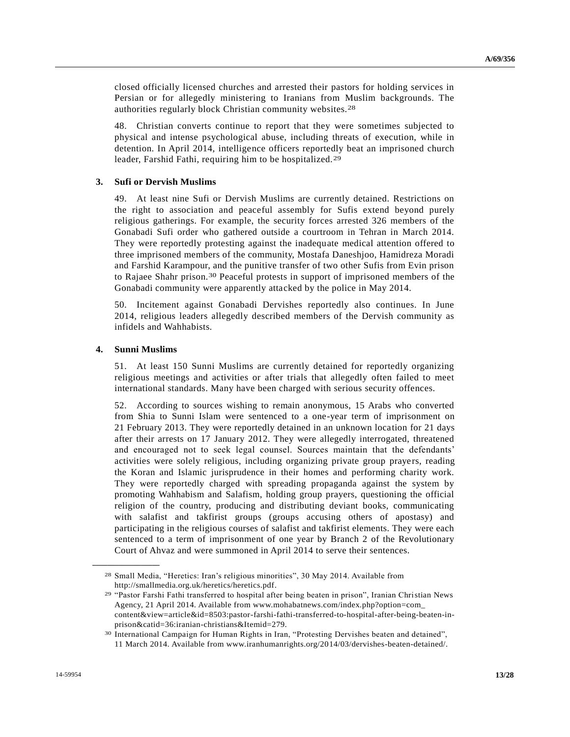closed officially licensed churches and arrested their pastors for holding services in Persian or for allegedly ministering to Iranians from Muslim backgrounds. The authorities regularly block Christian community websites.[28]

48. Christian converts continue to report that they were sometimes subjected to physical and intense psychological abuse, including threats of execution, while in detention. In April 2014, intelligence officers reportedly beat an imprisoned church leader, Farshid Fathi, requiring him to be hospitalized.[29]

### 3. Sufi or Dervish Muslims

49. At least nine Sufi or Dervish Muslims are currently detained. Restrictions on the right to association and peaceful assembly for Sufis extend beyond purely religious gatherings. For example, the security forces arrested 326 members of the Gonabadi Sufi order who gathered outside a courtroom in Tehran in March 2014. They were reportedly protesting against the inadequate medical attention offered to three imprisoned members of the community, Mostafa Daneshjoo, Hamidreza Moradi and Farshid Karampour, and the punitive transfer of two other Sufis from Evin prison to Rajaee Shahr prison.[30] Peaceful protests in support of imprisoned members of the Gonabadi community were apparently attacked by the police in May 2014.

50. Incitement against Gonabadi Dervishes reportedly also continues. In June 2014, religious leaders allegedly described members of the Dervish community as infidels and Wahhabists.

### 4. Sunni Muslims

51. At least 150 Sunni Muslims are currently detained for reportedly organizing religious meetings and activities or after trials that allegedly often failed to meet international standards. Many have been charged with serious security offences.

52. According to sources wishing to remain anonymous, 15 Arabs who converted from Shia to Sunni Islam were sentenced to a one-year term of imprisonment on 21 February 2013. They were reportedly detained in an unknown location for 21 days after their arrests on 17 January 2012. They were allegedly interrogated, threatened and encouraged not to seek legal counsel. Sources maintain that the defendants' activities were solely religious, including organizing private group prayers, reading the Koran and Islamic jurisprudence in their homes and performing charity work. They were reportedly charged with spreading propaganda against the system by promoting Wahhabism and Salafism, holding group prayers, questioning the official religion of the country, producing and distributing deviant books, communicating with salafist and takfirist groups (groups accusing others of apostasy) and participating in the religious courses of salafist and takfirist elements. They were each sentenced to a term of imprisonment of one year by Branch 2 of the Revolutionary Court of Ahvaz and were summoned in April 2014 to serve their sentences.

---

[28] Small Media, "Heretics: Iran's religious minorities", 30 May 2014. Available from http://smallmedia.org.uk/heretics/heretics.pdf.

[29] "Pastor Farshi Fathi transferred to hospital after being beaten in prison", Iranian Christian News Agency, 21 April 2014. Available from www.mohabatnews.com/index.php?option=com_content&view=article&id=8503:pastor-farshi-fathi-transferred-to-hospital-after-being-beaten-in-prison&catid=36:iranian-christians&Itemid=279.

[30] International Campaign for Human Rights in Iran, "Protesting Dervishes beaten and detained", 11 March 2014. Available from www.iranhumanrights.org/2014/03/dervishes-beaten-detained/.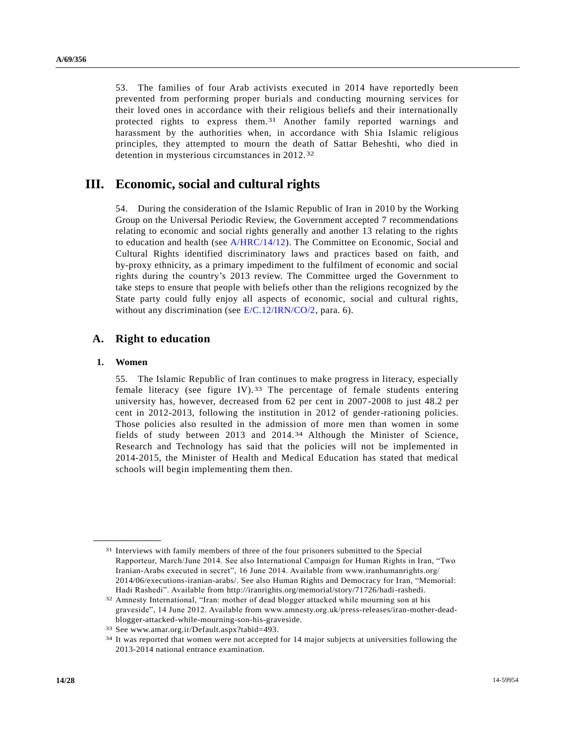53. The families of four Arab activists executed in 2014 have reportedly been prevented from performing proper burials and conducting mourning services for their loved ones in accordance with their religious beliefs and their internationally protected rights to express them.[31] Another family reported warnings and harassment by the authorities when, in accordance with Shia Islamic religious principles, they attempted to mourn the death of Sattar Beheshti, who died in detention in mysterious circumstances in 2012.[32]

# III. Economic, social and cultural rights

54. During the consideration of the Islamic Republic of Iran in 2010 by the Working Group on the Universal Periodic Review, the Government accepted 7 recommendations relating to economic and social rights generally and another 13 relating to the rights to education and health (see A/HRC/14/12). The Committee on Economic, Social and Cultural Rights identified discriminatory laws and practices based on faith, and by-proxy ethnicity, as a primary impediment to the fulfilment of economic and social rights during the country's 2013 review. The Committee urged the Government to take steps to ensure that people with beliefs other than the religions recognized by the State party could fully enjoy all aspects of economic, social and cultural rights, without any discrimination (see E/C.12/IRN/CO/2, para. 6).

## A. Right to education

### 1. Women

55. The Islamic Republic of Iran continues to make progress in literacy, especially female literacy (see figure IV).[33] The percentage of female students entering university has, however, decreased from 62 per cent in 2007-2008 to just 48.2 per cent in 2012-2013, following the institution in 2012 of gender-rationing policies. Those policies also resulted in the admission of more men than women in some fields of study between 2013 and 2014.[34] Although the Minister of Science, Research and Technology has said that the policies will not be implemented in 2014-2015, the Minister of Health and Medical Education has stated that medical schools will begin implementing them then.

---

[31] Interviews with family members of three of the four prisoners submitted to the Special Rapporteur, March/June 2014. See also International Campaign for Human Rights in Iran, "Two Iranian-Arabs executed in secret", 16 June 2014. Available from www.iranhumanrights.org/2014/06/executions-iranian-arabs/. See also Human Rights and Democracy for Iran, "Memorial: Hadi Rashedi". Available from http://iranrights.org/memorial/story/71726/hadi-rashedi.

[32] Amnesty International, "Iran: mother of dead blogger attacked while mourning son at his graveside", 14 June 2012. Available from www.amnesty.org.uk/press-releases/iran-mother-dead-blogger-attacked-while-mourning-son-his-graveside.

[33] See www.amar.org.ir/Default.aspx?tabid=493.

[34] It was reported that women were not accepted for 14 major subjects at universities following the 2013-2014 national entrance examination.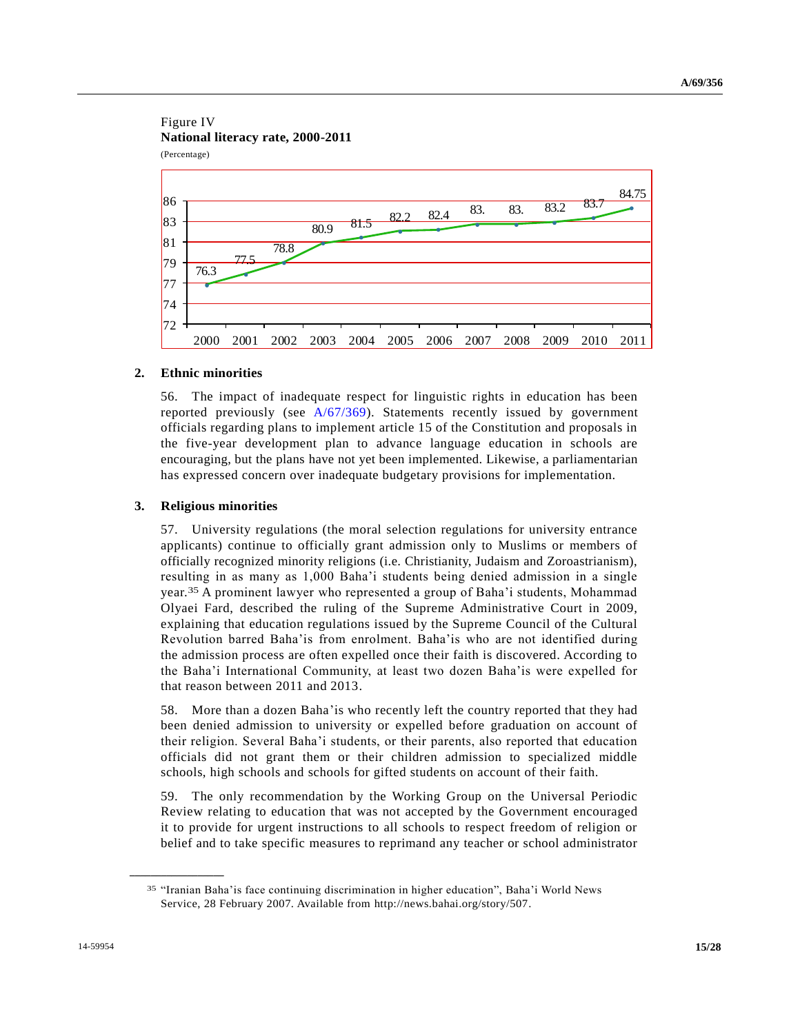Figure IV
**National literacy rate, 2000-2011**
(Percentage)

| Year | 2000 | 2001 | 2002 | 2003 | 2004 | 2005 | 2006 | 2007 | 2008 | 2009 | 2010 | 2011 |
|---|---|---|---|---|---|---|---|---|---|---|---|---|
| Literacy rate | 76.3 | 77.5 | 78.8 | 80.9 | 81.5 | 82.2 | 82.4 | 83. | 83. | 83.2 | 83.7 | 84.75 |

### 2. Ethnic minorities

56. The impact of inadequate respect for linguistic rights in education has been reported previously (see A/67/369). Statements recently issued by government officials regarding plans to implement article 15 of the Constitution and proposals in the five-year development plan to advance language education in schools are encouraging, but the plans have not yet been implemented. Likewise, a parliamentarian has expressed concern over inadequate budgetary provisions for implementation.

### 3. Religious minorities

57. University regulations (the moral selection regulations for university entrance applicants) continue to officially grant admission only to Muslims or members of officially recognized minority religions (i.e. Christianity, Judaism and Zoroastrianism), resulting in as many as 1,000 Baha'i students being denied admission in a single year.[35] A prominent lawyer who represented a group of Baha'i students, Mohammad Olyaei Fard, described the ruling of the Supreme Administrative Court in 2009, explaining that education regulations issued by the Supreme Council of the Cultural Revolution barred Baha'is from enrolment. Baha'is who are not identified during the admission process are often expelled once their faith is discovered. According to the Baha'i International Community, at least two dozen Baha'is were expelled for that reason between 2011 and 2013.

58. More than a dozen Baha'is who recently left the country reported that they had been denied admission to university or expelled before graduation on account of their religion. Several Baha'i students, or their parents, also reported that education officials did not grant them or their children admission to specialized middle schools, high schools and schools for gifted students on account of their faith.

59. The only recommendation by the Working Group on the Universal Periodic Review relating to education that was not accepted by the Government encouraged it to provide for urgent instructions to all schools to respect freedom of religion or belief and to take specific measures to reprimand any teacher or school administrator

---

[35] "Iranian Baha'is face continuing discrimination in higher education", Baha'i World News Service, 28 February 2007. Available from http://news.bahai.org/story/507.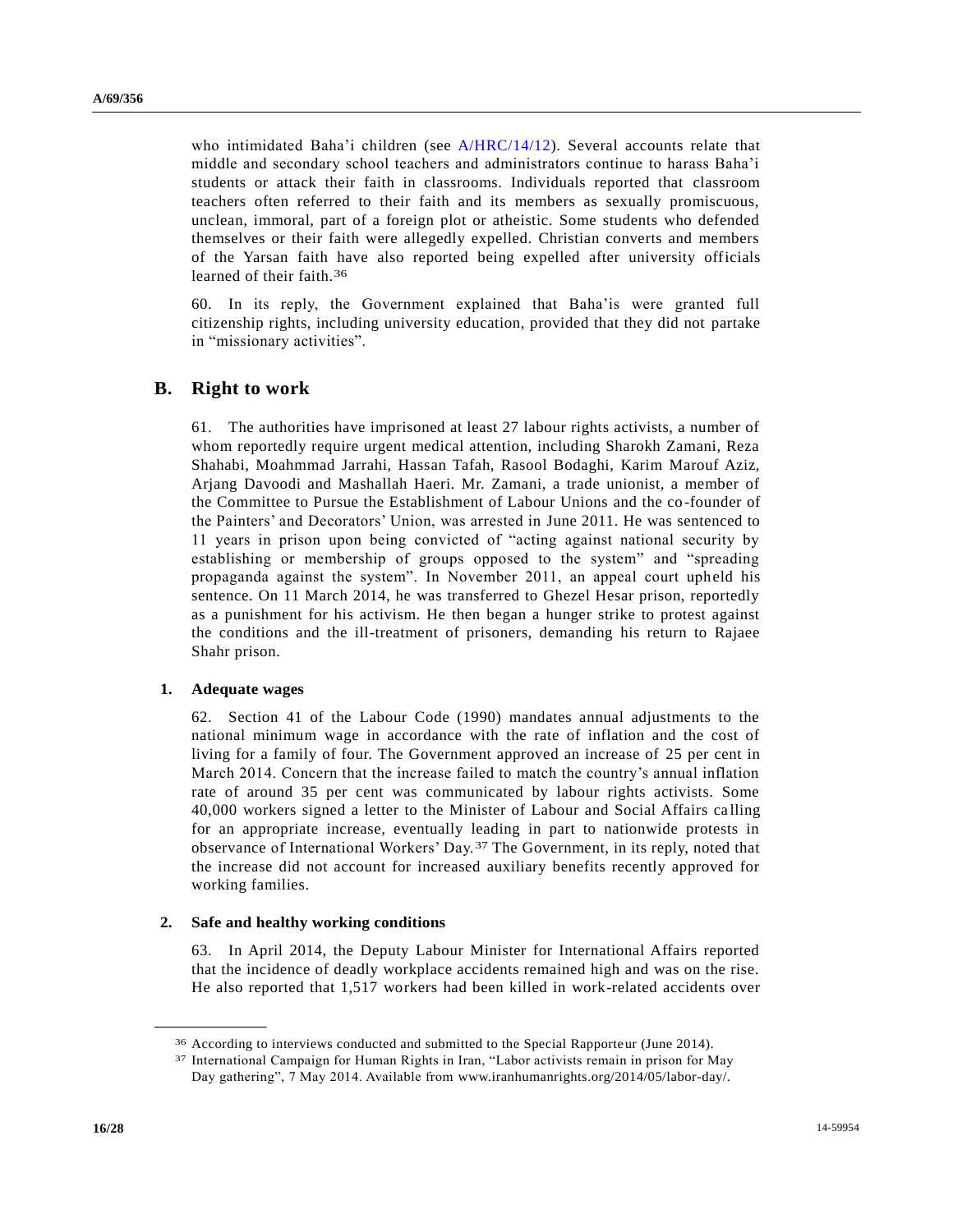who intimidated Baha'i children (see A/HRC/14/12). Several accounts relate that middle and secondary school teachers and administrators continue to harass Baha'i students or attack their faith in classrooms. Individuals reported that classroom teachers often referred to their faith and its members as sexually promiscuous, unclean, immoral, part of a foreign plot or atheistic. Some students who defended themselves or their faith were allegedly expelled. Christian converts and members of the Yarsan faith have also reported being expelled after university officials learned of their faith.[36]

60. In its reply, the Government explained that Baha'is were granted full citizenship rights, including university education, provided that they did not partake in "missionary activities".

## B. Right to work

61. The authorities have imprisoned at least 27 labour rights activists, a number of whom reportedly require urgent medical attention, including Sharokh Zamani, Reza Shahabi, Moahmmad Jarrahi, Hassan Tafah, Rasool Bodaghi, Karim Marouf Aziz, Arjang Davoodi and Mashallah Haeri. Mr. Zamani, a trade unionist, a member of the Committee to Pursue the Establishment of Labour Unions and the co-founder of the Painters' and Decorators' Union, was arrested in June 2011. He was sentenced to 11 years in prison upon being convicted of "acting against national security by establishing or membership of groups opposed to the system" and "spreading propaganda against the system". In November 2011, an appeal court upheld his sentence. On 11 March 2014, he was transferred to Ghezel Hesar prison, reportedly as a punishment for his activism. He then began a hunger strike to protest against the conditions and the ill-treatment of prisoners, demanding his return to Rajaee Shahr prison.

### 1. Adequate wages

62. Section 41 of the Labour Code (1990) mandates annual adjustments to the national minimum wage in accordance with the rate of inflation and the cost of living for a family of four. The Government approved an increase of 25 per cent in March 2014. Concern that the increase failed to match the country's annual inflation rate of around 35 per cent was communicated by labour rights activists. Some 40,000 workers signed a letter to the Minister of Labour and Social Affairs calling for an appropriate increase, eventually leading in part to nationwide protests in observance of International Workers' Day.[37] The Government, in its reply, noted that the increase did not account for increased auxiliary benefits recently approved for working families.

### 2. Safe and healthy working conditions

63. In April 2014, the Deputy Labour Minister for International Affairs reported that the incidence of deadly workplace accidents remained high and was on the rise. He also reported that 1,517 workers had been killed in work-related accidents over

---

[36] According to interviews conducted and submitted to the Special Rapporteur (June 2014).

[37] International Campaign for Human Rights in Iran, "Labor activists remain in prison for May Day gathering", 7 May 2014. Available from www.iranhumanrights.org/2014/05/labor-day/.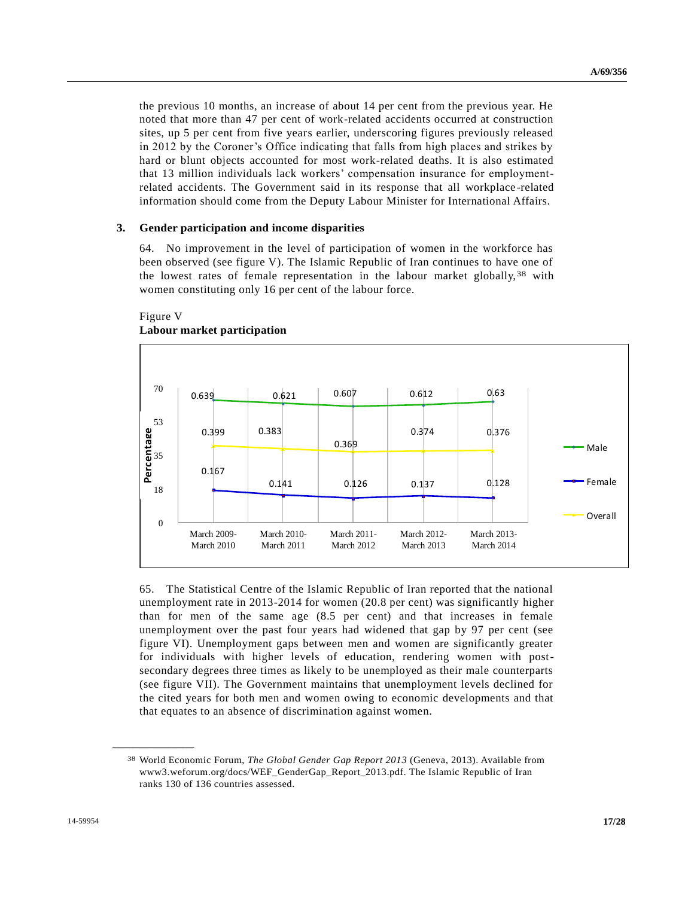the previous 10 months, an increase of about 14 per cent from the previous year. He noted that more than 47 per cent of work-related accidents occurred at construction sites, up 5 per cent from five years earlier, underscoring figures previously released in 2012 by the Coroner's Office indicating that falls from high places and strikes by hard or blunt objects accounted for most work-related deaths. It is also estimated that 13 million individuals lack workers' compensation insurance for employment-related accidents. The Government said in its response that all workplace-related information should come from the Deputy Labour Minister for International Affairs.

### 3. Gender participation and income disparities

64. No improvement in the level of participation of women in the workforce has been observed (see figure V). The Islamic Republic of Iran continues to have one of the lowest rates of female representation in the labour market globally,[38] with women constituting only 16 per cent of the labour force.

Figure V
**Labour market participation**

| | March 2009-March 2010 | March 2010-March 2011 | March 2011-March 2012 | March 2012-March 2013 | March 2013-March 2014 |
|---|---|---|---|---|---|
| Male | 0.639 | 0.621 | 0.607 | 0.612 | 0.63 |
| Overall | 0.399 | 0.383 | 0.369 | 0.374 | 0.376 |
| Female | 0.167 | 0.141 | 0.126 | 0.137 | 0.128 |

65. The Statistical Centre of the Islamic Republic of Iran reported that the national unemployment rate in 2013-2014 for women (20.8 per cent) was significantly higher than for men of the same age (8.5 per cent) and that increases in female unemployment over the past four years had widened that gap by 97 per cent (see figure VI). Unemployment gaps between men and women are significantly greater for individuals with higher levels of education, rendering women with post-secondary degrees three times as likely to be unemployed as their male counterparts (see figure VII). The Government maintains that unemployment levels declined for the cited years for both men and women owing to economic developments and that that equates to an absence of discrimination against women.

---

[38] World Economic Forum, *The Global Gender Gap Report 2013* (Geneva, 2013). Available from www3.weforum.org/docs/WEF_GenderGap_Report_2013.pdf. The Islamic Republic of Iran ranks 130 of 136 countries assessed.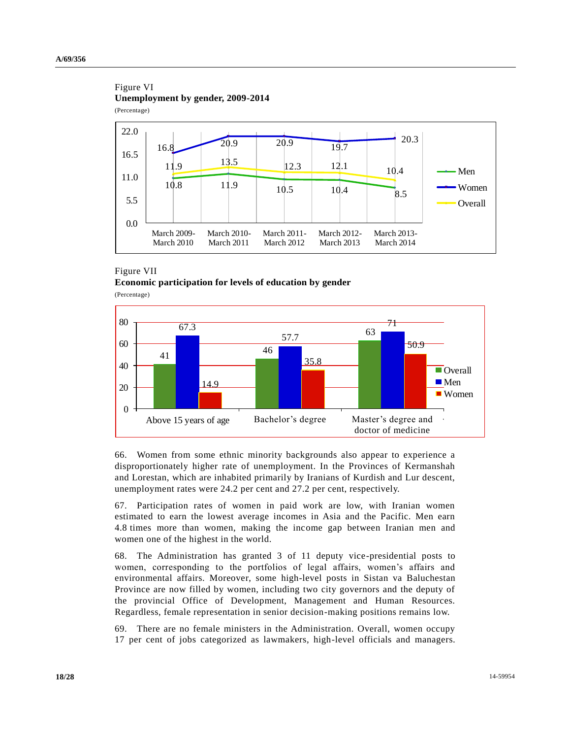Figure VI

**Unemployment by gender, 2009-2014**

(Percentage)

| | March 2009-March 2010 | March 2010-March 2011 | March 2011-March 2012 | March 2012-March 2013 | March 2013-March 2014 |
|---|---|---|---|---|---|
| Men | 10.8 | 11.9 | 10.5 | 10.4 | 8.5 |
| Women | 16.8 | 20.9 | 20.9 | 19.7 | 20.3 |
| Overall | 11.9 | 13.5 | 12.3 | 12.1 | 10.4 |

Figure VII

**Economic participation for levels of education by gender**

(Percentage)

| | Above 15 years of age | Bachelor's degree | Master's degree and doctor of medicine |
|---|---|---|---|
| Overall | 41 | 46 | 63 |
| Men | 67.3 | 57.7 | 71 |
| Women | 14.9 | 35.8 | 50.9 |

66. Women from some ethnic minority backgrounds also appear to experience a disproportionately higher rate of unemployment. In the Provinces of Kermanshah and Lorestan, which are inhabited primarily by Iranians of Kurdish and Lur descent, unemployment rates were 24.2 per cent and 27.2 per cent, respectively.

67. Participation rates of women in paid work are low, with Iranian women estimated to earn the lowest average incomes in Asia and the Pacific. Men earn 4.8 times more than women, making the income gap between Iranian men and women one of the highest in the world.

68. The Administration has granted 3 of 11 deputy vice-presidential posts to women, corresponding to the portfolios of legal affairs, women's affairs and environmental affairs. Moreover, some high-level posts in Sistan va Baluchestan Province are now filled by women, including two city governors and the deputy of the provincial Office of Development, Management and Human Resources. Regardless, female representation in senior decision-making positions remains low.

69. There are no female ministers in the Administration. Overall, women occupy 17 per cent of jobs categorized as lawmakers, high-level officials and managers.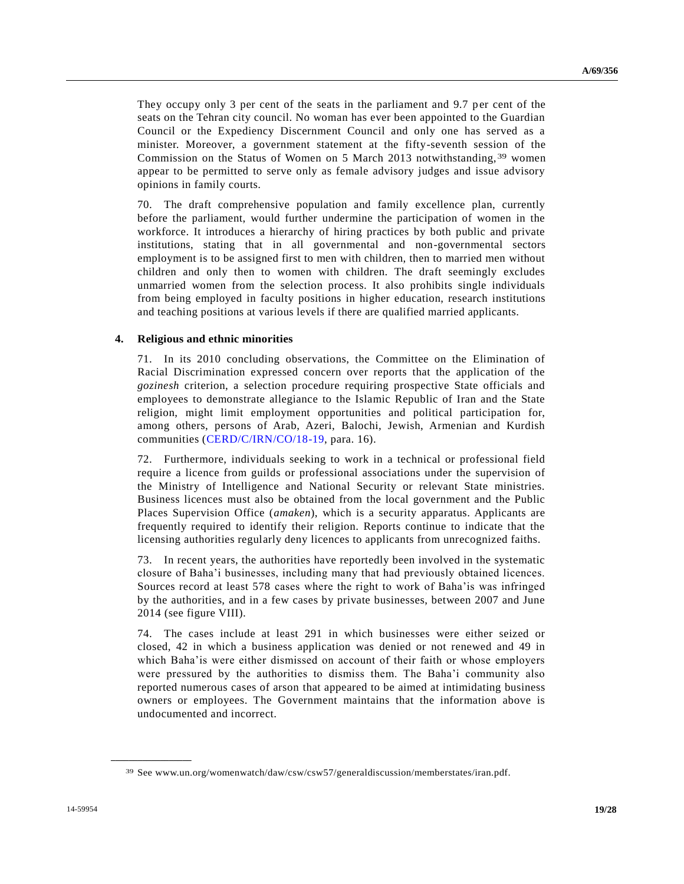They occupy only 3 per cent of the seats in the parliament and 9.7 per cent of the seats on the Tehran city council. No woman has ever been appointed to the Guardian Council or the Expediency Discernment Council and only one has served as a minister. Moreover, a government statement at the fifty-seventh session of the Commission on the Status of Women on 5 March 2013 notwithstanding,[39] women appear to be permitted to serve only as female advisory judges and issue advisory opinions in family courts.

70. The draft comprehensive population and family excellence plan, currently before the parliament, would further undermine the participation of women in the workforce. It introduces a hierarchy of hiring practices by both public and private institutions, stating that in all governmental and non-governmental sectors employment is to be assigned first to men with children, then to married men without children and only then to women with children. The draft seemingly excludes unmarried women from the selection process. It also prohibits single individuals from being employed in faculty positions in higher education, research institutions and teaching positions at various levels if there are qualified married applicants.

### 4. Religious and ethnic minorities

71. In its 2010 concluding observations, the Committee on the Elimination of Racial Discrimination expressed concern over reports that the application of the *gozinesh* criterion, a selection procedure requiring prospective State officials and employees to demonstrate allegiance to the Islamic Republic of Iran and the State religion, might limit employment opportunities and political participation for, among others, persons of Arab, Azeri, Balochi, Jewish, Armenian and Kurdish communities (CERD/C/IRN/CO/18-19, para. 16).

72. Furthermore, individuals seeking to work in a technical or professional field require a licence from guilds or professional associations under the supervision of the Ministry of Intelligence and National Security or relevant State ministries. Business licences must also be obtained from the local government and the Public Places Supervision Office (*amaken*), which is a security apparatus. Applicants are frequently required to identify their religion. Reports continue to indicate that the licensing authorities regularly deny licences to applicants from unrecognized faiths.

73. In recent years, the authorities have reportedly been involved in the systematic closure of Baha'i businesses, including many that had previously obtained licences. Sources record at least 578 cases where the right to work of Baha'is was infringed by the authorities, and in a few cases by private businesses, between 2007 and June 2014 (see figure VIII).

74. The cases include at least 291 in which businesses were either seized or closed, 42 in which a business application was denied or not renewed and 49 in which Baha'is were either dismissed on account of their faith or whose employers were pressured by the authorities to dismiss them. The Baha'i community also reported numerous cases of arson that appeared to be aimed at intimidating business owners or employees. The Government maintains that the information above is undocumented and incorrect.

---

[39] See www.un.org/womenwatch/daw/csw/csw57/generaldiscussion/memberstates/iran.pdf.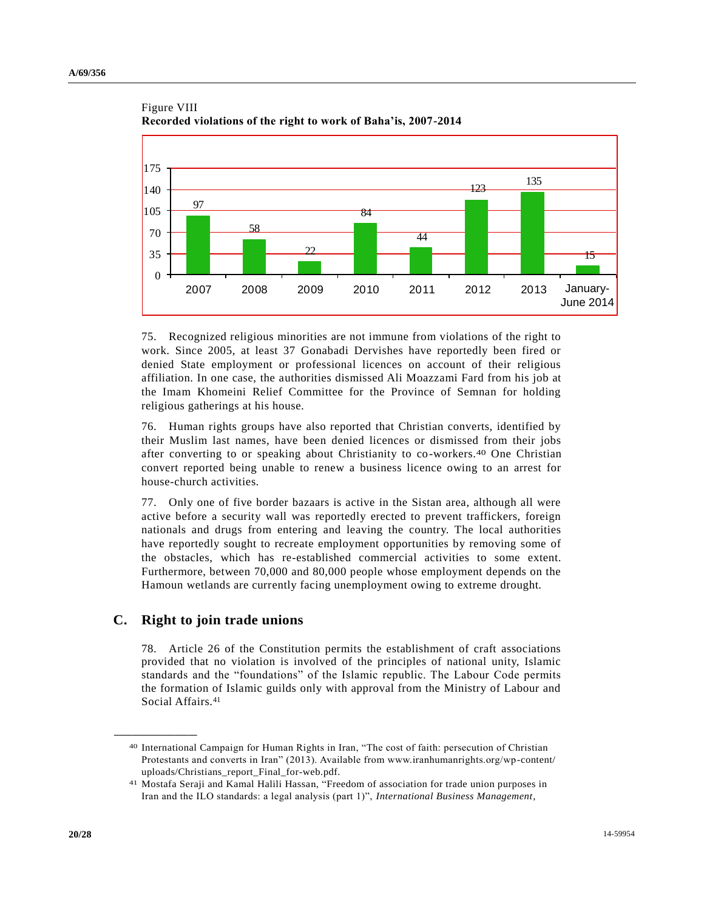Figure VIII
**Recorded violations of the right to work of Baha'is, 2007-2014**

| Year | Recorded violations |
| --- | --- |
| 2007 | 97 |
| 2008 | 58 |
| 2009 | 22 |
| 2010 | 84 |
| 2011 | 44 |
| 2012 | 123 |
| 2013 | 135 |
| January-June 2014 | 15 |

75. Recognized religious minorities are not immune from violations of the right to work. Since 2005, at least 37 Gonabadi Dervishes have reportedly been fired or denied State employment or professional licences on account of their religious affiliation. In one case, the authorities dismissed Ali Moazzami Fard from his job at the Imam Khomeini Relief Committee for the Province of Semnan for holding religious gatherings at his house.

76. Human rights groups have also reported that Christian converts, identified by their Muslim last names, have been denied licences or dismissed from their jobs after converting to or speaking about Christianity to co-workers.[40] One Christian convert reported being unable to renew a business licence owing to an arrest for house-church activities.

77. Only one of five border bazaars is active in the Sistan area, although all were active before a security wall was reportedly erected to prevent traffickers, foreign nationals and drugs from entering and leaving the country. The local authorities have reportedly sought to recreate employment opportunities by removing some of the obstacles, which has re-established commercial activities to some extent. Furthermore, between 70,000 and 80,000 people whose employment depends on the Hamoun wetlands are currently facing unemployment owing to extreme drought.

## C. Right to join trade unions

78. Article 26 of the Constitution permits the establishment of craft associations provided that no violation is involved of the principles of national unity, Islamic standards and the "foundations" of the Islamic republic. The Labour Code permits the formation of Islamic guilds only with approval from the Ministry of Labour and Social Affairs.[41]

---

[40] International Campaign for Human Rights in Iran, "The cost of faith: persecution of Christian Protestants and converts in Iran" (2013). Available from www.iranhumanrights.org/wp-content/uploads/Christians_report_Final_for-web.pdf.

[41] Mostafa Seraji and Kamal Halili Hassan, "Freedom of association for trade union purposes in Iran and the ILO standards: a legal analysis (part 1)", *International Business Management*,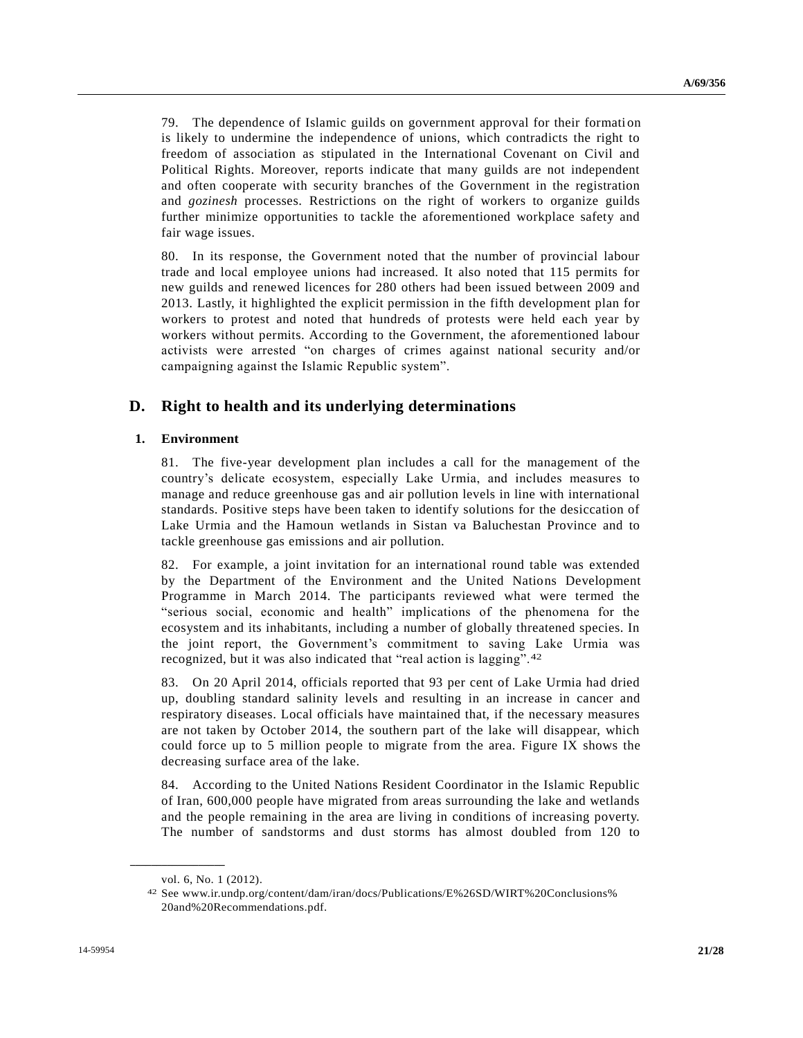79. The dependence of Islamic guilds on government approval for their formation is likely to undermine the independence of unions, which contradicts the right to freedom of association as stipulated in the International Covenant on Civil and Political Rights. Moreover, reports indicate that many guilds are not independent and often cooperate with security branches of the Government in the registration and *gozinesh* processes. Restrictions on the right of workers to organize guilds further minimize opportunities to tackle the aforementioned workplace safety and fair wage issues.

80. In its response, the Government noted that the number of provincial labour trade and local employee unions had increased. It also noted that 115 permits for new guilds and renewed licences for 280 others had been issued between 2009 and 2013. Lastly, it highlighted the explicit permission in the fifth development plan for workers to protest and noted that hundreds of protests were held each year by workers without permits. According to the Government, the aforementioned labour activists were arrested "on charges of crimes against national security and/or campaigning against the Islamic Republic system".

## D. Right to health and its underlying determinations

### 1. Environment

81. The five-year development plan includes a call for the management of the country's delicate ecosystem, especially Lake Urmia, and includes measures to manage and reduce greenhouse gas and air pollution levels in line with international standards. Positive steps have been taken to identify solutions for the desiccation of Lake Urmia and the Hamoun wetlands in Sistan va Baluchestan Province and to tackle greenhouse gas emissions and air pollution.

82. For example, a joint invitation for an international round table was extended by the Department of the Environment and the United Nations Development Programme in March 2014. The participants reviewed what were termed the "serious social, economic and health" implications of the phenomena for the ecosystem and its inhabitants, including a number of globally threatened species. In the joint report, the Government's commitment to saving Lake Urmia was recognized, but it was also indicated that "real action is lagging".[42]

83. On 20 April 2014, officials reported that 93 per cent of Lake Urmia had dried up, doubling standard salinity levels and resulting in an increase in cancer and respiratory diseases. Local officials have maintained that, if the necessary measures are not taken by October 2014, the southern part of the lake will disappear, which could force up to 5 million people to migrate from the area. Figure IX shows the decreasing surface area of the lake.

84. According to the United Nations Resident Coordinator in the Islamic Republic of Iran, 600,000 people have migrated from areas surrounding the lake and wetlands and the people remaining in the area are living in conditions of increasing poverty. The number of sandstorms and dust storms has almost doubled from 120 to

---

vol. 6, No. 1 (2012).

[42] See www.ir.undp.org/content/dam/iran/docs/Publications/E%26SD/WIRT%20Conclusions%20and%20Recommendations.pdf.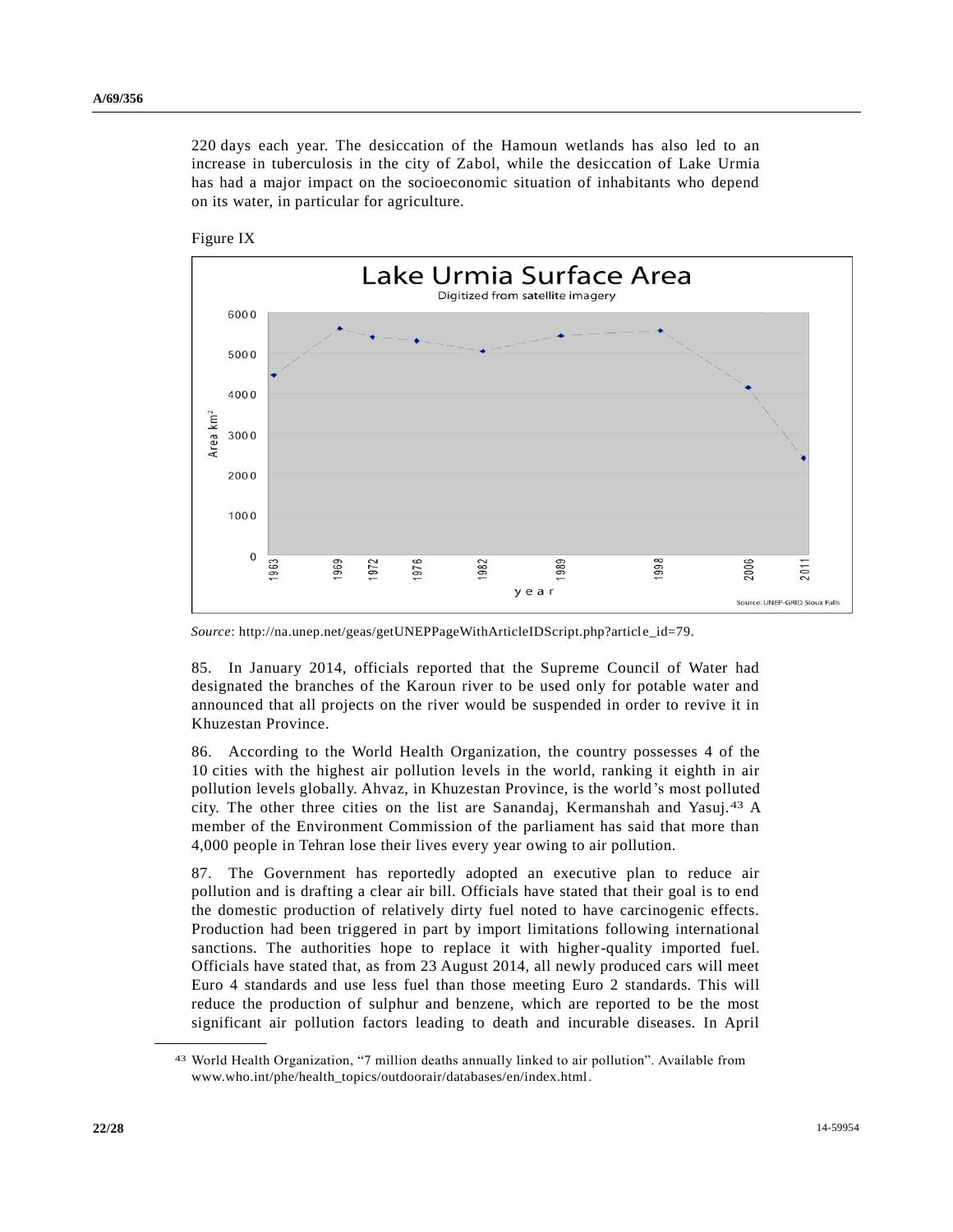220 days each year. The desiccation of the Hamoun wetlands has also led to an increase in tuberculosis in the city of Zabol, while the desiccation of Lake Urmia has had a major impact on the socioeconomic situation of inhabitants who depend on its water, in particular for agriculture.

Figure IX

*Source*: http://na.unep.net/geas/getUNEPPageWithArticleIDScript.php?article_id=79.

85. In January 2014, officials reported that the Supreme Council of Water had designated the branches of the Karoun river to be used only for potable water and announced that all projects on the river would be suspended in order to revive it in Khuzestan Province.

86. According to the World Health Organization, the country possesses 4 of the 10 cities with the highest air pollution levels in the world, ranking it eighth in air pollution levels globally. Ahvaz, in Khuzestan Province, is the world's most polluted city. The other three cities on the list are Sanandaj, Kermanshah and Yasuj.[43] A member of the Environment Commission of the parliament has said that more than 4,000 people in Tehran lose their lives every year owing to air pollution.

87. The Government has reportedly adopted an executive plan to reduce air pollution and is drafting a clear air bill. Officials have stated that their goal is to end the domestic production of relatively dirty fuel noted to have carcinogenic effects. Production had been triggered in part by import limitations following international sanctions. The authorities hope to replace it with higher-quality imported fuel. Officials have stated that, as from 23 August 2014, all newly produced cars will meet Euro 4 standards and use less fuel than those meeting Euro 2 standards. This will reduce the production of sulphur and benzene, which are reported to be the most significant air pollution factors leading to death and incurable diseases. In April

---

[43] World Health Organization, "7 million deaths annually linked to air pollution". Available from www.who.int/phe/health_topics/outdoorair/databases/en/index.html.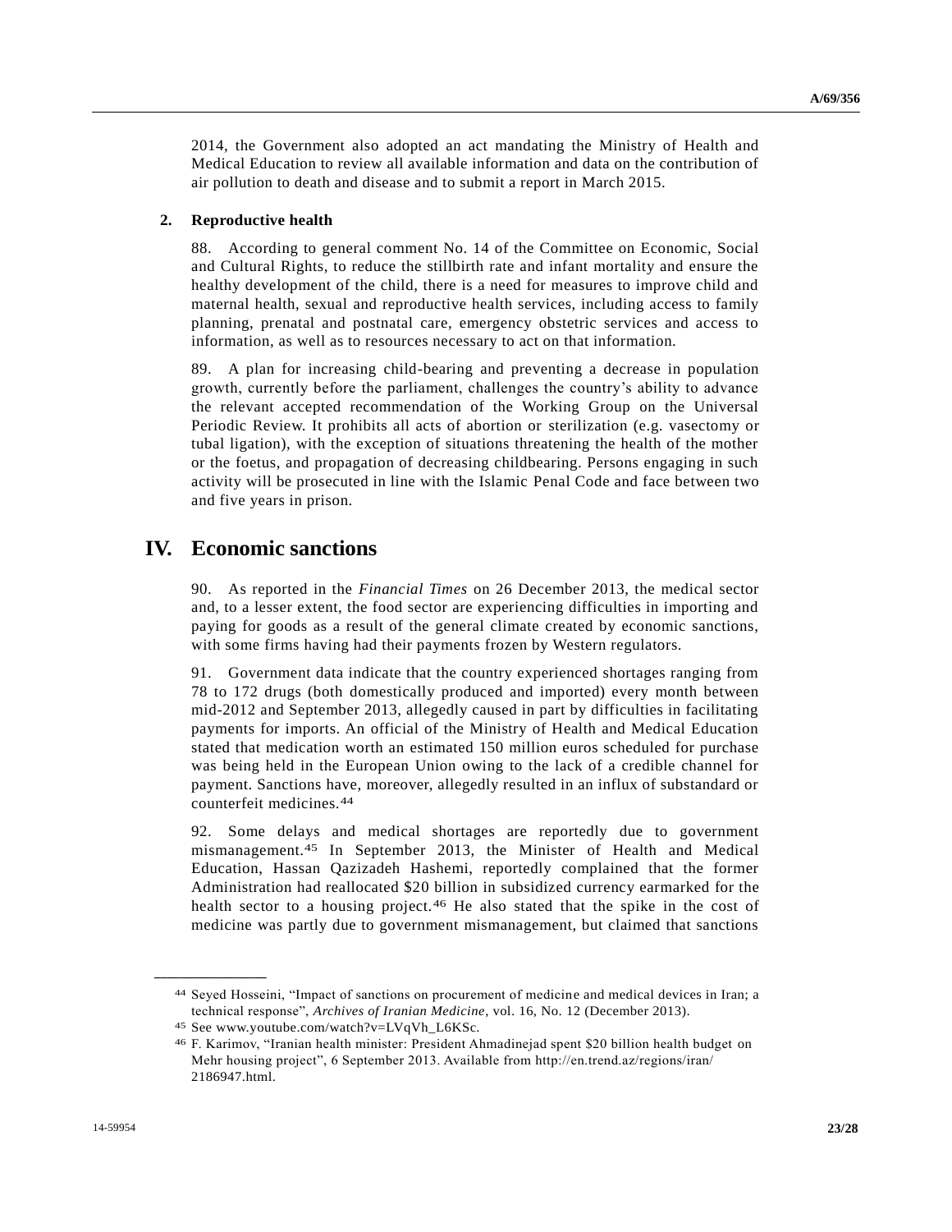2014, the Government also adopted an act mandating the Ministry of Health and Medical Education to review all available information and data on the contribution of air pollution to death and disease and to submit a report in March 2015.

### 2. Reproductive health

88. According to general comment No. 14 of the Committee on Economic, Social and Cultural Rights, to reduce the stillbirth rate and infant mortality and ensure the healthy development of the child, there is a need for measures to improve child and maternal health, sexual and reproductive health services, including access to family planning, prenatal and postnatal care, emergency obstetric services and access to information, as well as to resources necessary to act on that information.

89. A plan for increasing child-bearing and preventing a decrease in population growth, currently before the parliament, challenges the country's ability to advance the relevant accepted recommendation of the Working Group on the Universal Periodic Review. It prohibits all acts of abortion or sterilization (e.g. vasectomy or tubal ligation), with the exception of situations threatening the health of the mother or the foetus, and propagation of decreasing childbearing. Persons engaging in such activity will be prosecuted in line with the Islamic Penal Code and face between two and five years in prison.

## IV. Economic sanctions

90. As reported in the *Financial Times* on 26 December 2013, the medical sector and, to a lesser extent, the food sector are experiencing difficulties in importing and paying for goods as a result of the general climate created by economic sanctions, with some firms having had their payments frozen by Western regulators.

91. Government data indicate that the country experienced shortages ranging from 78 to 172 drugs (both domestically produced and imported) every month between mid-2012 and September 2013, allegedly caused in part by difficulties in facilitating payments for imports. An official of the Ministry of Health and Medical Education stated that medication worth an estimated 150 million euros scheduled for purchase was being held in the European Union owing to the lack of a credible channel for payment. Sanctions have, moreover, allegedly resulted in an influx of substandard or counterfeit medicines.[44]

92. Some delays and medical shortages are reportedly due to government mismanagement.[45] In September 2013, the Minister of Health and Medical Education, Hassan Qazizadeh Hashemi, reportedly complained that the former Administration had reallocated $20 billion in subsidized currency earmarked for the health sector to a housing project.[46] He also stated that the spike in the cost of medicine was partly due to government mismanagement, but claimed that sanctions

---

[44] Seyed Hosseini, "Impact of sanctions on procurement of medicine and medical devices in Iran; a technical response", *Archives of Iranian Medicine*, vol. 16, No. 12 (December 2013).

[45] See www.youtube.com/watch?v=LVqVh_L6KSc.

[46] F. Karimov, "Iranian health minister: President Ahmadinejad spent $20 billion health budget on Mehr housing project", 6 September 2013. Available from http://en.trend.az/regions/iran/2186947.html.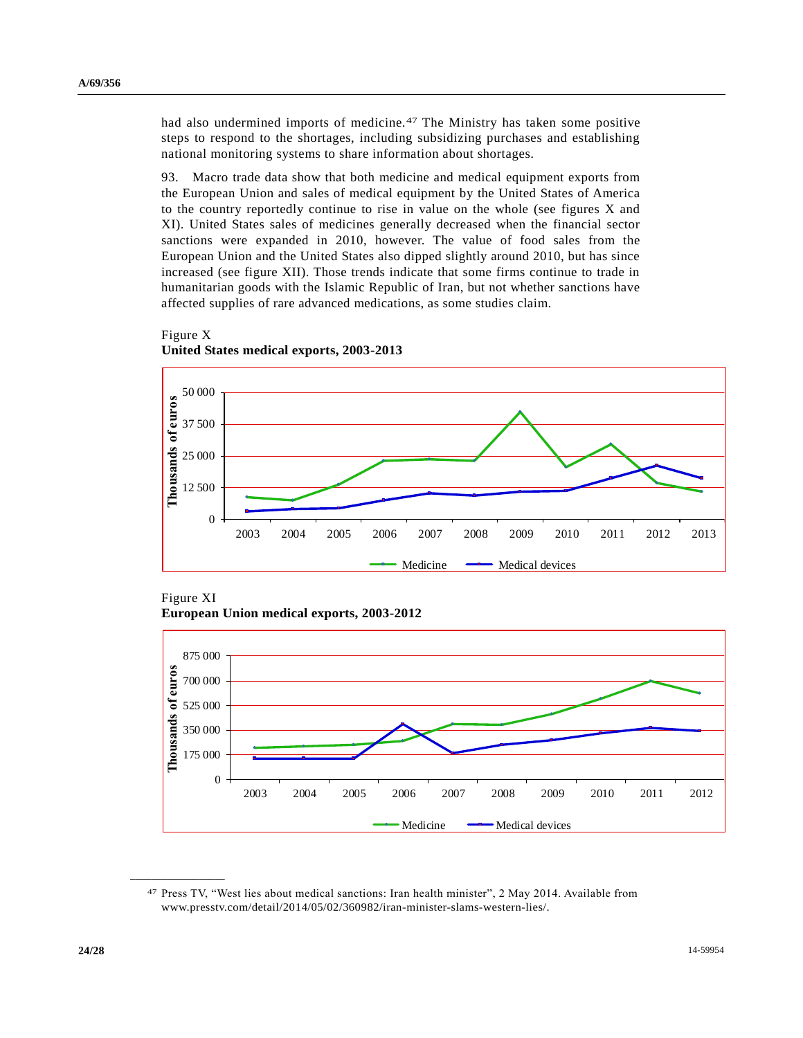had also undermined imports of medicine.[47] The Ministry has taken some positive steps to respond to the shortages, including subsidizing purchases and establishing national monitoring systems to share information about shortages.

93. Macro trade data show that both medicine and medical equipment exports from the European Union and sales of medical equipment by the United States of America to the country reportedly continue to rise in value on the whole (see figures X and XI). United States sales of medicines generally decreased when the financial sector sanctions were expanded in 2010, however. The value of food sales from the European Union and the United States also dipped slightly around 2010, but has since increased (see figure XII). Those trends indicate that some firms continue to trade in humanitarian goods with the Islamic Republic of Iran, but not whether sanctions have affected supplies of rare advanced medications, as some studies claim.

Figure X
**United States medical exports, 2003-2013**

Figure XI
**European Union medical exports, 2003-2012**

[47] Press TV, "West lies about medical sanctions: Iran health minister", 2 May 2014. Available from www.presstv.com/detail/2014/05/02/360982/iran-minister-slams-western-lies/.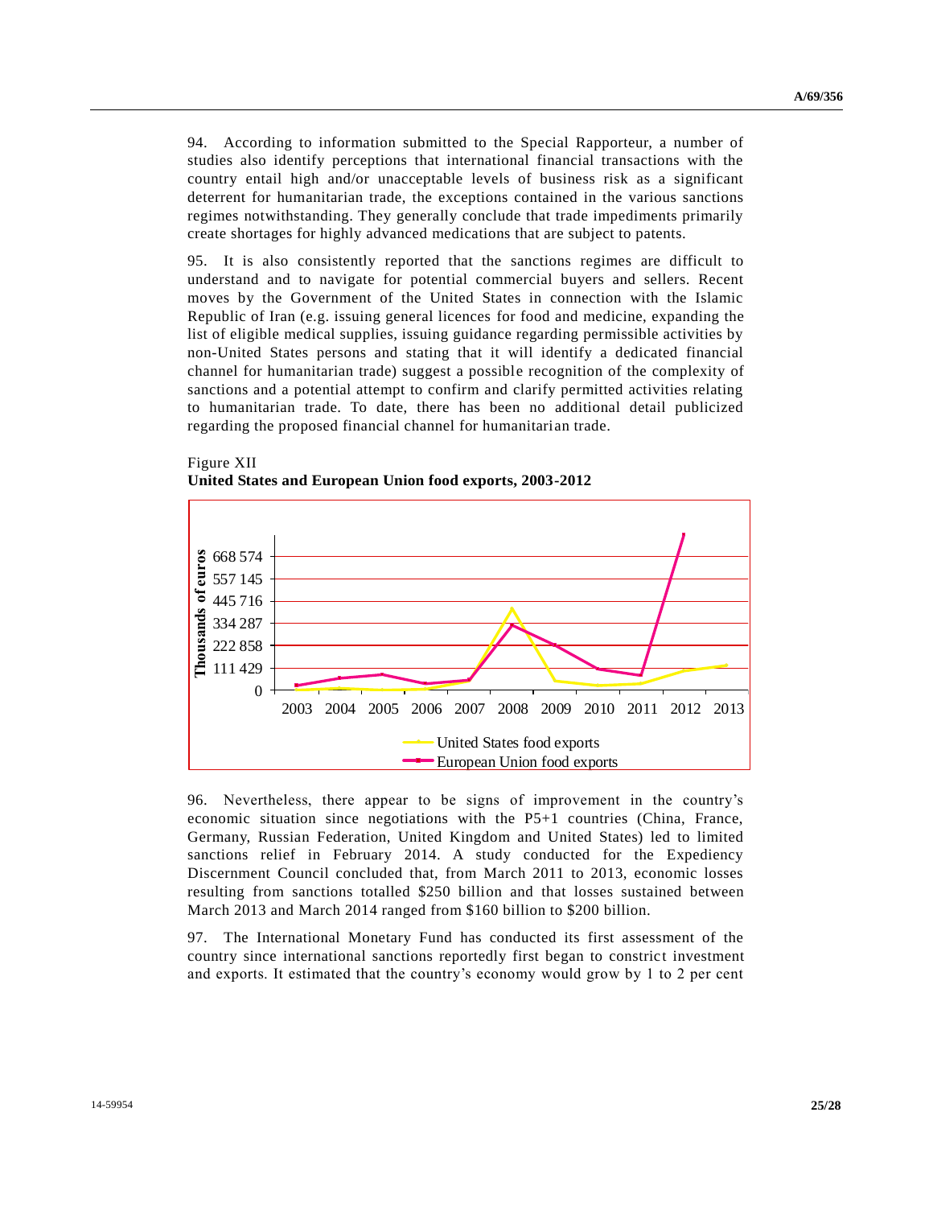94. According to information submitted to the Special Rapporteur, a number of studies also identify perceptions that international financial transactions with the country entail high and/or unacceptable levels of business risk as a significant deterrent for humanitarian trade, the exceptions contained in the various sanctions regimes notwithstanding. They generally conclude that trade impediments primarily create shortages for highly advanced medications that are subject to patents.

95. It is also consistently reported that the sanctions regimes are difficult to understand and to navigate for potential commercial buyers and sellers. Recent moves by the Government of the United States in connection with the Islamic Republic of Iran (e.g. issuing general licences for food and medicine, expanding the list of eligible medical supplies, issuing guidance regarding permissible activities by non-United States persons and stating that it will identify a dedicated financial channel for humanitarian trade) suggest a possible recognition of the complexity of sanctions and a potential attempt to confirm and clarify permitted activities relating to humanitarian trade. To date, there has been no additional detail publicized regarding the proposed financial channel for humanitarian trade.

Figure XII
**United States and European Union food exports, 2003-2012**

96. Nevertheless, there appear to be signs of improvement in the country's economic situation since negotiations with the P5+1 countries (China, France, Germany, Russian Federation, United Kingdom and United States) led to limited sanctions relief in February 2014. A study conducted for the Expediency Discernment Council concluded that, from March 2011 to 2013, economic losses resulting from sanctions totalled \$250 billion and that losses sustained between March 2013 and March 2014 ranged from \$160 billion to \$200 billion.

97. The International Monetary Fund has conducted its first assessment of the country since international sanctions reportedly first began to constrict investment and exports. It estimated that the country's economy would grow by 1 to 2 per cent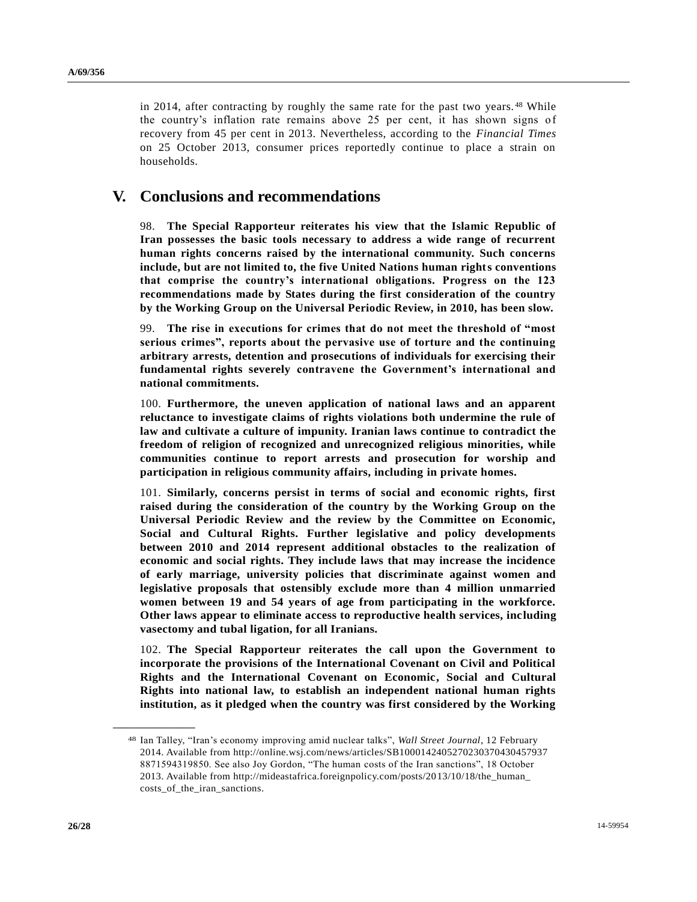in 2014, after contracting by roughly the same rate for the past two years.[48] While the country's inflation rate remains above 25 per cent, it has shown signs of recovery from 45 per cent in 2013. Nevertheless, according to the *Financial Times* on 25 October 2013, consumer prices reportedly continue to place a strain on households.

# V. Conclusions and recommendations

98. **The Special Rapporteur reiterates his view that the Islamic Republic of Iran possesses the basic tools necessary to address a wide range of recurrent human rights concerns raised by the international community. Such concerns include, but are not limited to, the five United Nations human rights conventions that comprise the country's international obligations. Progress on the 123 recommendations made by States during the first consideration of the country by the Working Group on the Universal Periodic Review, in 2010, has been slow.**

99. **The rise in executions for crimes that do not meet the threshold of "most serious crimes", reports about the pervasive use of torture and the continuing arbitrary arrests, detention and prosecutions of individuals for exercising their fundamental rights severely contravene the Government's international and national commitments.**

100. **Furthermore, the uneven application of national laws and an apparent reluctance to investigate claims of rights violations both undermine the rule of law and cultivate a culture of impunity. Iranian laws continue to contradict the freedom of religion of recognized and unrecognized religious minorities, while communities continue to report arrests and prosecution for worship and participation in religious community affairs, including in private homes.**

101. **Similarly, concerns persist in terms of social and economic rights, first raised during the consideration of the country by the Working Group on the Universal Periodic Review and the review by the Committee on Economic, Social and Cultural Rights. Further legislative and policy developments between 2010 and 2014 represent additional obstacles to the realization of economic and social rights. They include laws that may increase the incidence of early marriage, university policies that discriminate against women and legislative proposals that ostensibly exclude more than 4 million unmarried women between 19 and 54 years of age from participating in the workforce. Other laws appear to eliminate access to reproductive health services, including vasectomy and tubal ligation, for all Iranians.**

102. **The Special Rapporteur reiterates the call upon the Government to incorporate the provisions of the International Covenant on Civil and Political Rights and the International Covenant on Economic, Social and Cultural Rights into national law, to establish an independent national human rights institution, as it pledged when the country was first considered by the Working**

---

[48] Ian Talley, "Iran's economy improving amid nuclear talks", *Wall Street Journal*, 12 February 2014. Available from http://online.wsj.com/news/articles/SB10001424052702303704304579378871594319850. See also Joy Gordon, "The human costs of the Iran sanctions", 18 October 2013. Available from http://mideastafrica.foreignpolicy.com/posts/2013/10/18/the_human_costs_of_the_iran_sanctions.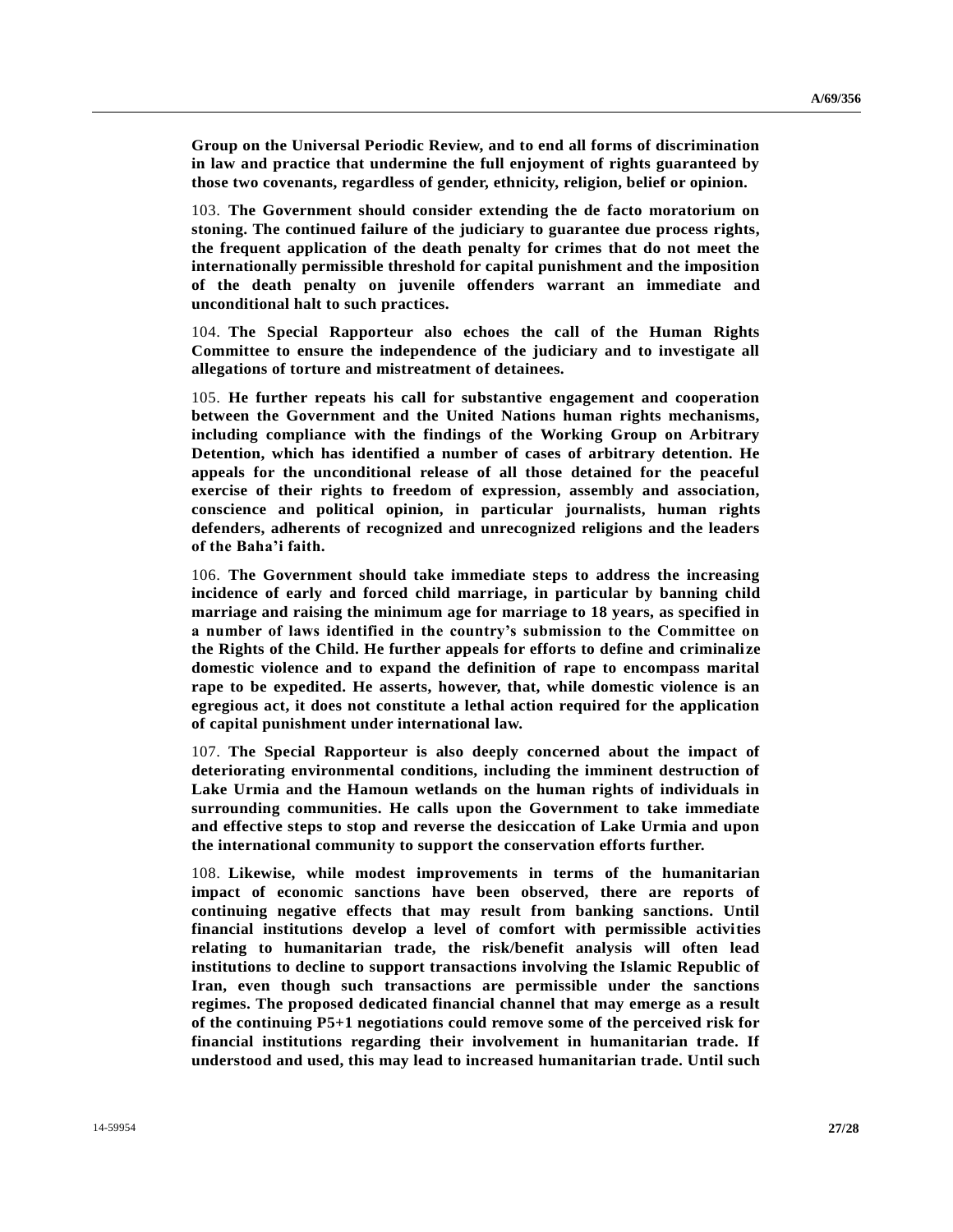**Group on the Universal Periodic Review, and to end all forms of discrimination in law and practice that undermine the full enjoyment of rights guaranteed by those two covenants, regardless of gender, ethnicity, religion, belief or opinion.**

103. **The Government should consider extending the de facto moratorium on stoning. The continued failure of the judiciary to guarantee due process rights, the frequent application of the death penalty for crimes that do not meet the internationally permissible threshold for capital punishment and the imposition of the death penalty on juvenile offenders warrant an immediate and unconditional halt to such practices.**

104. **The Special Rapporteur also echoes the call of the Human Rights Committee to ensure the independence of the judiciary and to investigate all allegations of torture and mistreatment of detainees.**

105. **He further repeats his call for substantive engagement and cooperation between the Government and the United Nations human rights mechanisms, including compliance with the findings of the Working Group on Arbitrary Detention, which has identified a number of cases of arbitrary detention. He appeals for the unconditional release of all those detained for the peaceful exercise of their rights to freedom of expression, assembly and association, conscience and political opinion, in particular journalists, human rights defenders, adherents of recognized and unrecognized religions and the leaders of the Baha'i faith.**

106. **The Government should take immediate steps to address the increasing incidence of early and forced child marriage, in particular by banning child marriage and raising the minimum age for marriage to 18 years, as specified in a number of laws identified in the country's submission to the Committee on the Rights of the Child. He further appeals for efforts to define and criminalize domestic violence and to expand the definition of rape to encompass marital rape to be expedited. He asserts, however, that, while domestic violence is an egregious act, it does not constitute a lethal action required for the application of capital punishment under international law.**

107. **The Special Rapporteur is also deeply concerned about the impact of deteriorating environmental conditions, including the imminent destruction of Lake Urmia and the Hamoun wetlands on the human rights of individuals in surrounding communities. He calls upon the Government to take immediate and effective steps to stop and reverse the desiccation of Lake Urmia and upon the international community to support the conservation efforts further.**

108. **Likewise, while modest improvements in terms of the humanitarian impact of economic sanctions have been observed, there are reports of continuing negative effects that may result from banking sanctions. Until financial institutions develop a level of comfort with permissible activities relating to humanitarian trade, the risk/benefit analysis will often lead institutions to decline to support transactions involving the Islamic Republic of Iran, even though such transactions are permissible under the sanctions regimes. The proposed dedicated financial channel that may emerge as a result of the continuing P5+1 negotiations could remove some of the perceived risk for financial institutions regarding their involvement in humanitarian trade. If understood and used, this may lead to increased humanitarian trade. Until such**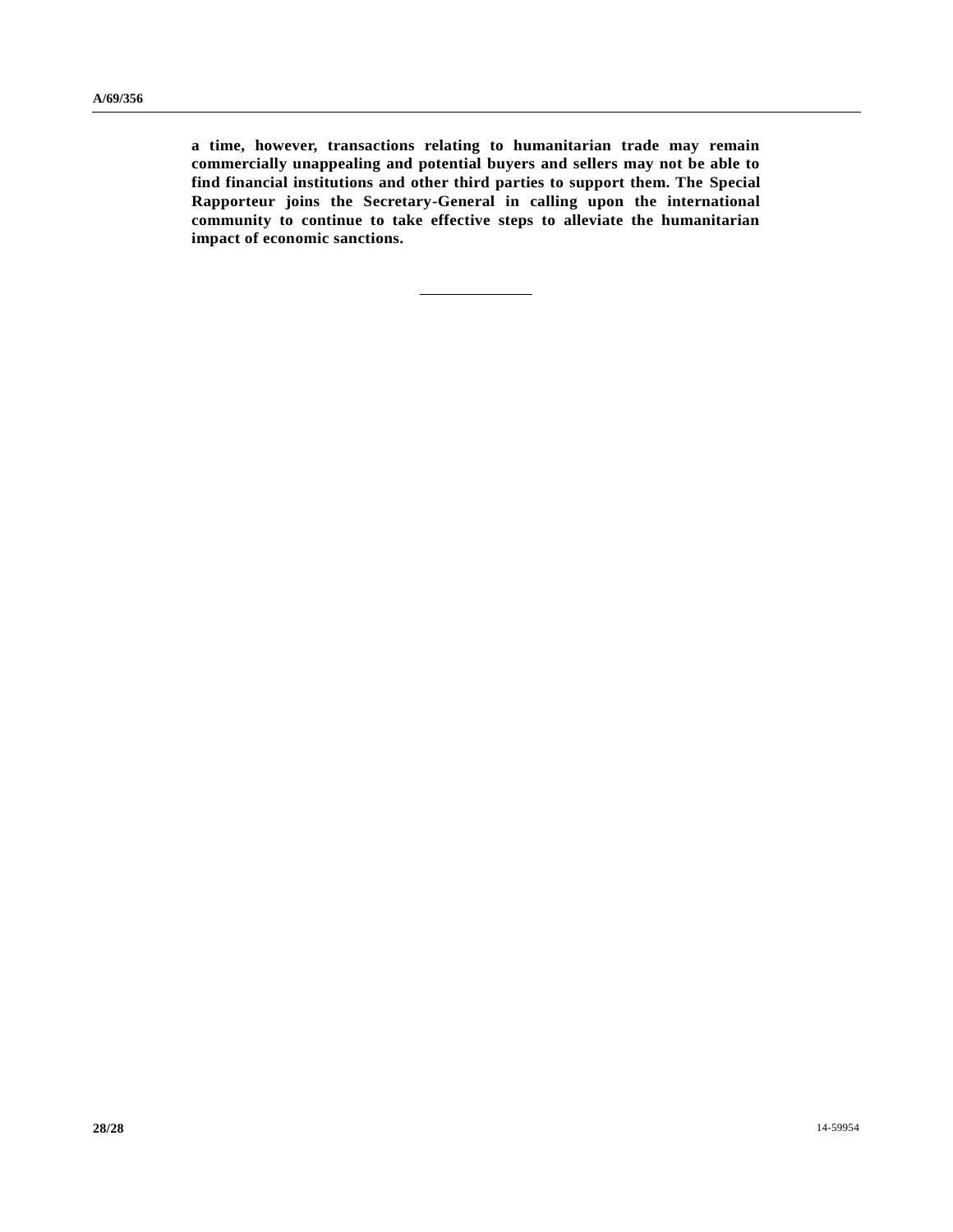**a time, however, transactions relating to humanitarian trade may remain commercially unappealing and potential buyers and sellers may not be able to find financial institutions and other third parties to support them. The Special Rapporteur joins the Secretary-General in calling upon the international community to continue to take effective steps to alleviate the humanitarian impact of economic sanctions.**

---